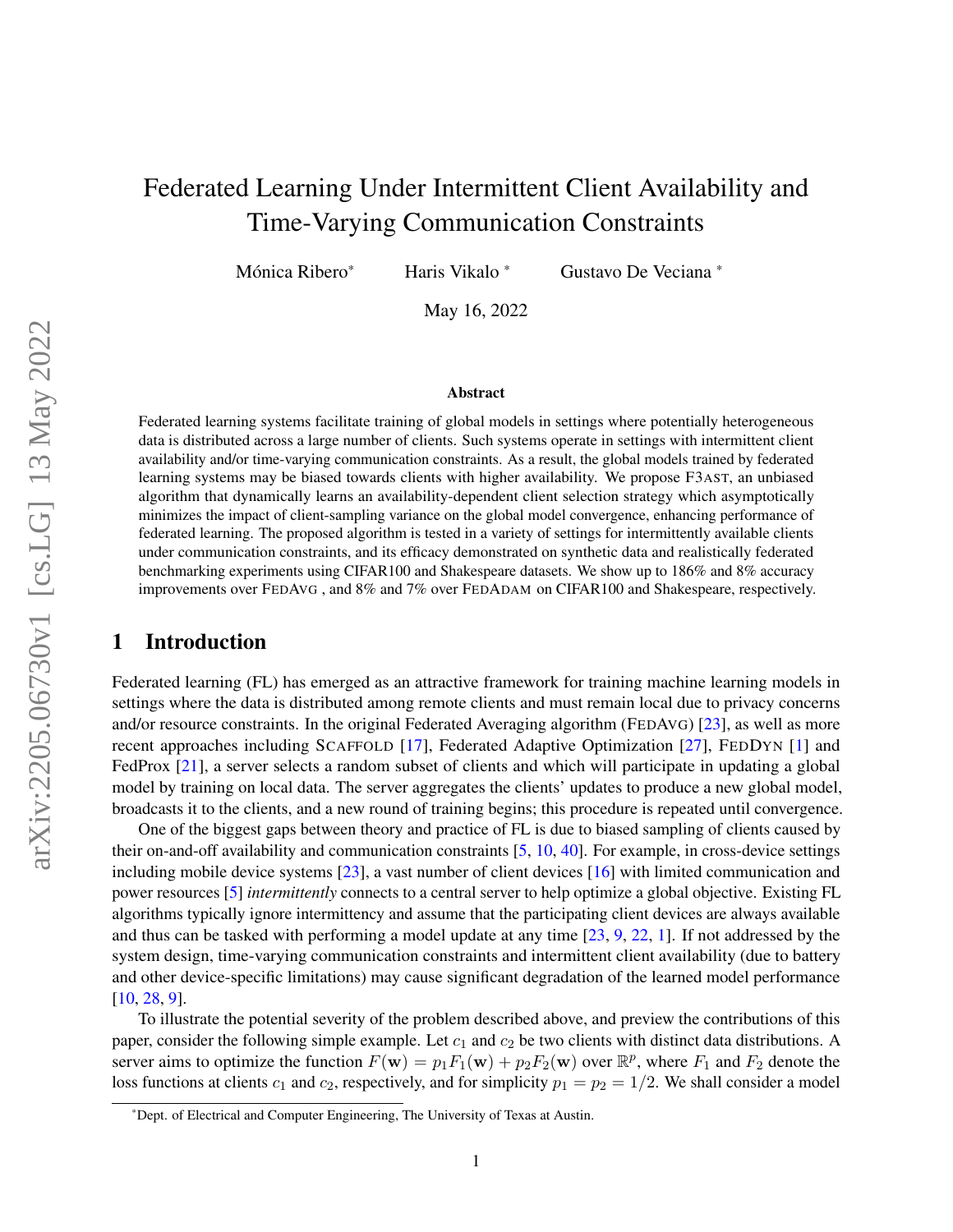# Federated Learning Under Intermittent Client Availability and Time-Varying Communication Constraints

Mónica Ribero[*] Haris Vikalo [*] Gustavo De Veciana [*]

May 16, 2022

## Abstract

Federated learning systems facilitate training of global models in settings where potentially heterogeneous data is distributed across a large number of clients. Such systems operate in settings with intermittent client availability and/or time-varying communication constraints. As a result, the global models trained by federated learning systems may be biased towards clients with higher availability. We propose F3AST, an unbiased algorithm that dynamically learns an availability-dependent client selection strategy which asymptotically minimizes the impact of client-sampling variance on the global model convergence, enhancing performance of federated learning. The proposed algorithm is tested in a variety of settings for intermittently available clients under communication constraints, and its efficacy demonstrated on synthetic data and realistically federated benchmarking experiments using CIFAR100 and Shakespeare datasets. We show up to 186% and 8% accuracy improvements over FEDAVG , and 8% and 7% over FEDADAM on CIFAR100 and Shakespeare, respectively.

## 1 Introduction

Federated learning (FL) has emerged as an attractive framework for training machine learning models in settings where the data is distributed among remote clients and must remain local due to privacy concerns and/or resource constraints. In the original Federated Averaging algorithm (FEDAVG) [23], as well as more recent approaches including SCAFFOLD [17], Federated Adaptive Optimization [27], FEDDYN [1] and FedProx [21], a server selects a random subset of clients and which will participate in updating a global model by training on local data. The server aggregates the clients' updates to produce a new global model, broadcasts it to the clients, and a new round of training begins; this procedure is repeated until convergence.

One of the biggest gaps between theory and practice of FL is due to biased sampling of clients caused by their on-and-off availability and communication constraints [5, 10, 40]. For example, in cross-device settings including mobile device systems [23], a vast number of client devices [16] with limited communication and power resources [5] *intermittently* connects to a central server to help optimize a global objective. Existing FL algorithms typically ignore intermittency and assume that the participating client devices are always available and thus can be tasked with performing a model update at any time [23, 9, 22, 1]. If not addressed by the system design, time-varying communication constraints and intermittent client availability (due to battery and other device-specific limitations) may cause significant degradation of the learned model performance [10, 28, 9].

To illustrate the potential severity of the problem described above, and preview the contributions of this paper, consider the following simple example. Let $c_1$ and $c_2$ be two clients with distinct data distributions. A server aims to optimize the function $F(\mathbf{w}) = p_1 F_1(\mathbf{w}) + p_2 F_2(\mathbf{w})$ over $\mathbb{R}^p$, where $F_1$ and $F_2$ denote the loss functions at clients $c_1$ and $c_2$, respectively, and for simplicity $p_1 = p_2 = 1/2$. We shall consider a model

[*]Dept. of Electrical and Computer Engineering, The University of Texas at Austin.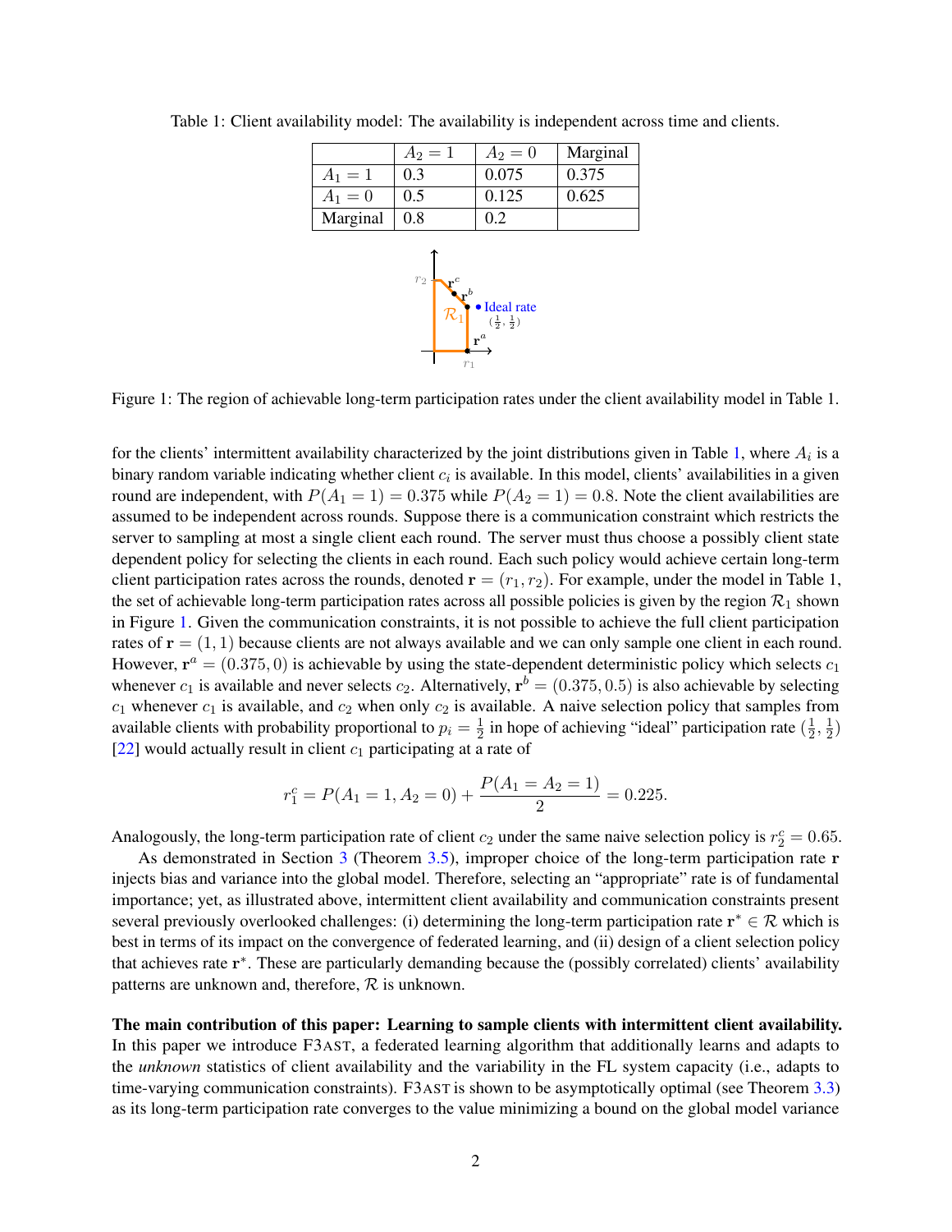Table 1: Client availability model: The availability is independent across time and clients.

| | $A_2 = 1$ | $A_2 = 0$ | Marginal |
|---|---|---|---|
| $A_1 = 1$ | 0.3 | 0.075 | 0.375 |
| $A_1 = 0$ | 0.5 | 0.125 | 0.625 |
| Marginal | 0.8 | 0.2 | |

Figure 1: The region of achievable long-term participation rates under the client availability model in Table 1.

for the clients' intermittent availability characterized by the joint distributions given in Table 1, where $A_i$ is a binary random variable indicating whether client $c_i$ is available. In this model, clients' availabilities in a given round are independent, with $P(A_1 = 1) = 0.375$ while $P(A_2 = 1) = 0.8$. Note the client availabilities are assumed to be independent across rounds. Suppose there is a communication constraint which restricts the server to sampling at most a single client each round. The server must thus choose a possibly client state dependent policy for selecting the clients in each round. Each such policy would achieve certain long-term client participation rates across the rounds, denoted $\mathbf{r} = (r_1, r_2)$. For example, under the model in Table 1, the set of achievable long-term participation rates across all possible policies is given by the region $\mathcal{R}_1$ shown in Figure 1. Given the communication constraints, it is not possible to achieve the full client participation rates of $\mathbf{r} = (1, 1)$ because clients are not always available and we can only sample one client in each round. However, $\mathbf{r}^a = (0.375, 0)$ is achievable by using the state-dependent deterministic policy which selects $c_1$ whenever $c_1$ is available and never selects $c_2$. Alternatively, $\mathbf{r}^b = (0.375, 0.5)$ is also achievable by selecting $c_1$ whenever $c_1$ is available, and $c_2$ when only $c_2$ is available. A naive selection policy that samples from available clients with probability proportional to $p_i = \frac{1}{2}$ in hope of achieving "ideal" participation rate $(\frac{1}{2}, \frac{1}{2})$ [22] would actually result in client $c_1$ participating at a rate of

$$r_1^c = P(A_1 = 1, A_2 = 0) + \frac{P(A_1 = A_2 = 1)}{2} = 0.225.$$

Analogously, the long-term participation rate of client $c_2$ under the same naive selection policy is $r_2^c = 0.65$.

As demonstrated in Section 3 (Theorem 3.5), improper choice of the long-term participation rate $\mathbf{r}$ injects bias and variance into the global model. Therefore, selecting an "appropriate" rate is of fundamental importance; yet, as illustrated above, intermittent client availability and communication constraints present several previously overlooked challenges: (i) determining the long-term participation rate $\mathbf{r}^* \in \mathcal{R}$ which is best in terms of its impact on the convergence of federated learning, and (ii) design of a client selection policy that achieves rate $\mathbf{r}^*$. These are particularly demanding because the (possibly correlated) clients' availability patterns are unknown and, therefore, $\mathcal{R}$ is unknown.

**The main contribution of this paper: Learning to sample clients with intermittent client availability.** In this paper we introduce F3AST, a federated learning algorithm that additionally learns and adapts to the *unknown* statistics of client availability and the variability in the FL system capacity (i.e., adapts to time-varying communication constraints). F3AST is shown to be asymptotically optimal (see Theorem 3.3) as its long-term participation rate converges to the value minimizing a bound on the global model variance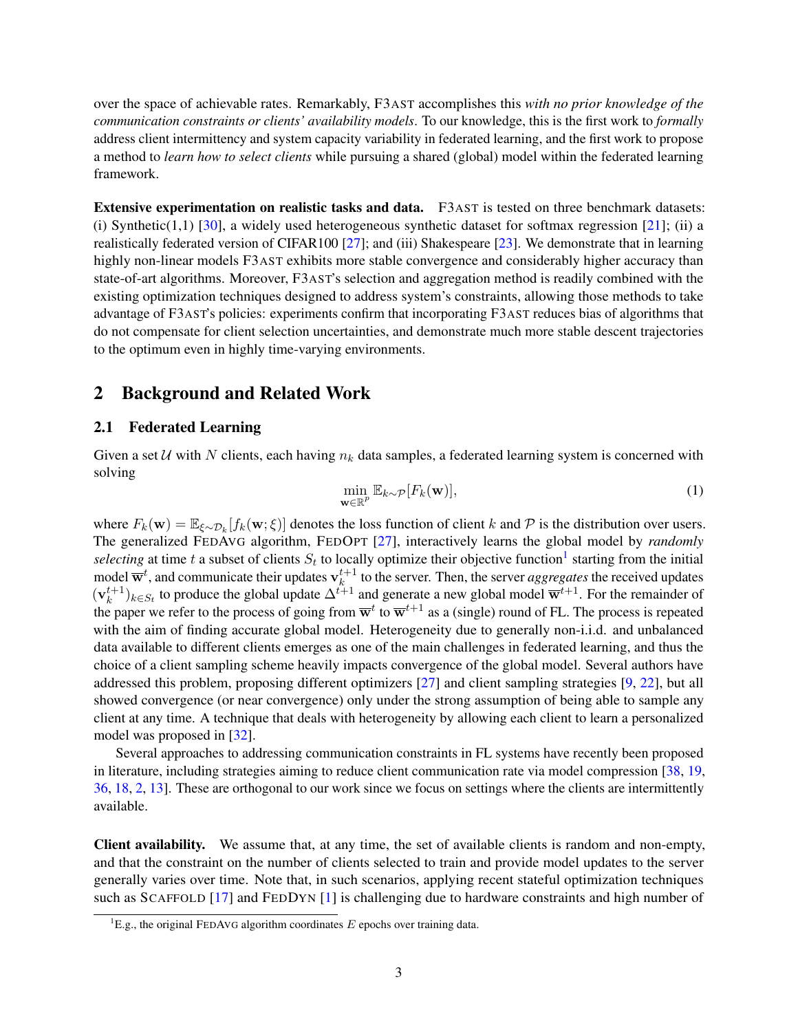over the space of achievable rates. Remarkably, F3AST accomplishes this *with no prior knowledge of the communication constraints or clients' availability models*. To our knowledge, this is the first work to *formally* address client intermittency and system capacity variability in federated learning, and the first work to propose a method to *learn how to select clients* while pursuing a shared (global) model within the federated learning framework.

**Extensive experimentation on realistic tasks and data.** F3AST is tested on three benchmark datasets: (i) Synthetic(1,1) [30], a widely used heterogeneous synthetic dataset for softmax regression [21]; (ii) a realistically federated version of CIFAR100 [27]; and (iii) Shakespeare [23]. We demonstrate that in learning highly non-linear models F3AST exhibits more stable convergence and considerably higher accuracy than state-of-art algorithms. Moreover, F3AST's selection and aggregation method is readily combined with the existing optimization techniques designed to address system's constraints, allowing those methods to take advantage of F3AST's policies: experiments confirm that incorporating F3AST reduces bias of algorithms that do not compensate for client selection uncertainties, and demonstrate much more stable descent trajectories to the optimum even in highly time-varying environments.

## 2 Background and Related Work

### 2.1 Federated Learning

Given a set $\mathcal{U}$ with $N$ clients, each having $n_k$ data samples, a federated learning system is concerned with solving

$$\min_{\mathbf{w}\in\mathbb{R}^p} \mathbb{E}_{k\sim\mathcal{P}}[F_k(\mathbf{w})], \tag{1}$$

where $F_k(\mathbf{w}) = \mathbb{E}_{\xi\sim\mathcal{D}_k}[f_k(\mathbf{w};\xi)]$ denotes the loss function of client $k$ and $\mathcal{P}$ is the distribution over users. The generalized FedAvg algorithm, FedOpt [27], interactively learns the global model by *randomly selecting* at time $t$ a subset of clients $S_t$ to locally optimize their objective function[1] starting from the initial model $\overline{\mathbf{w}}^t$, and communicate their updates $\mathbf{v}_k^{t+1}$ to the server. Then, the server *aggregates* the received updates $(\mathbf{v}_k^{t+1})_{k\in S_t}$ to produce the global update $\Delta^{t+1}$ and generate a new global model $\overline{\mathbf{w}}^{t+1}$. For the remainder of the paper we refer to the process of going from $\overline{\mathbf{w}}^t$ to $\overline{\mathbf{w}}^{t+1}$ as a (single) round of FL. The process is repeated with the aim of finding accurate global model. Heterogeneity due to generally non-i.i.d. and unbalanced data available to different clients emerges as one of the main challenges in federated learning, and thus the choice of a client sampling scheme heavily impacts convergence of the global model. Several authors have addressed this problem, proposing different optimizers [27] and client sampling strategies [9, 22], but all showed convergence (or near convergence) only under the strong assumption of being able to sample any client at any time. A technique that deals with heterogeneity by allowing each client to learn a personalized model was proposed in [32].

Several approaches to addressing communication constraints in FL systems have recently been proposed in literature, including strategies aiming to reduce client communication rate via model compression [38, 19, 36, 18, 2, 13]. These are orthogonal to our work since we focus on settings where the clients are intermittently available.

**Client availability.** We assume that, at any time, the set of available clients is random and non-empty, and that the constraint on the number of clients selected to train and provide model updates to the server generally varies over time. Note that, in such scenarios, applying recent stateful optimization techniques such as Scaffold [17] and FedDyn [1] is challenging due to hardware constraints and high number of

[1] E.g., the original FedAvg algorithm coordinates $E$ epochs over training data.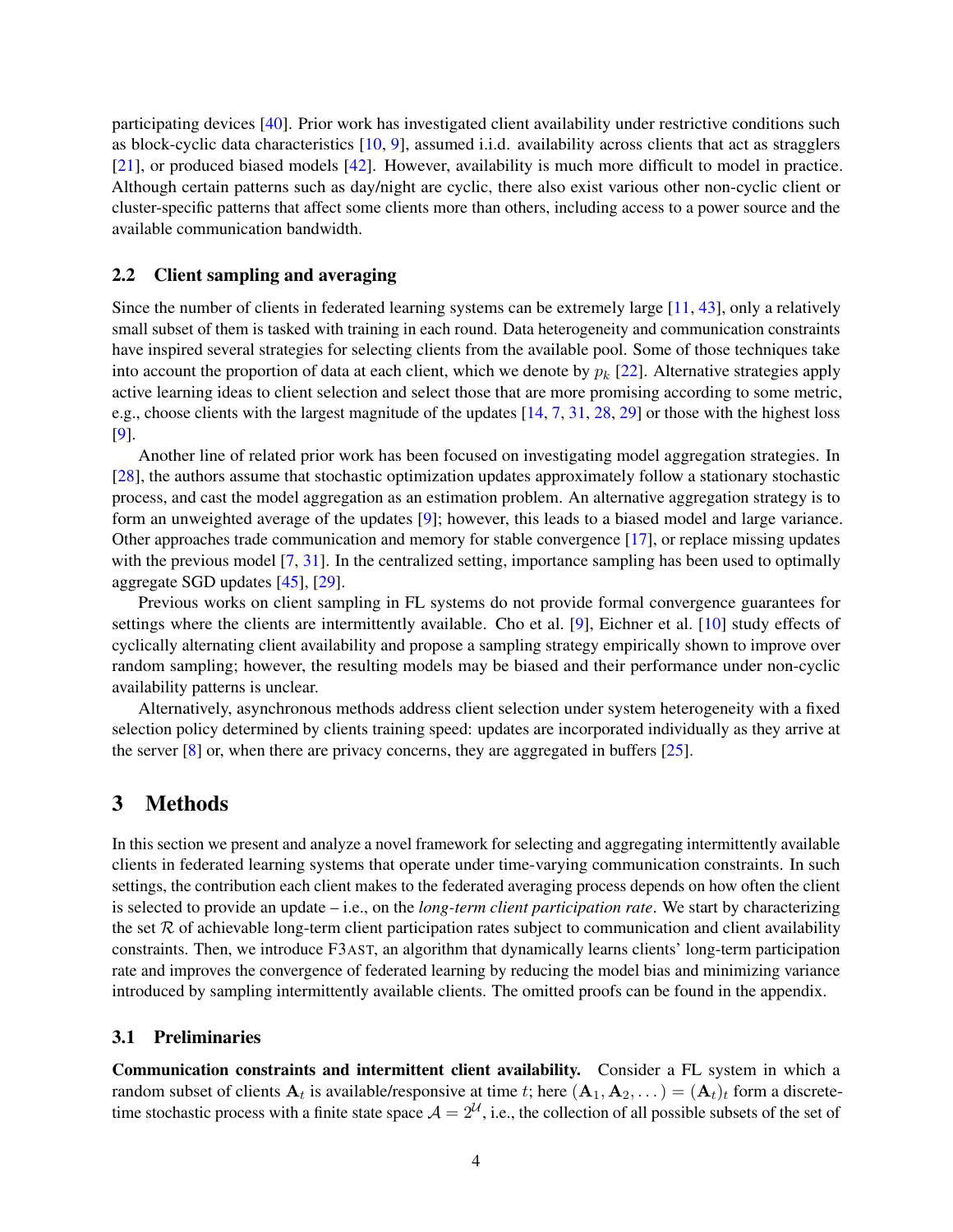participating devices [40]. Prior work has investigated client availability under restrictive conditions such as block-cyclic data characteristics [10, 9], assumed i.i.d. availability across clients that act as stragglers [21], or produced biased models [42]. However, availability is much more difficult to model in practice. Although certain patterns such as day/night are cyclic, there also exist various other non-cyclic client or cluster-specific patterns that affect some clients more than others, including access to a power source and the available communication bandwidth.

### 2.2 Client sampling and averaging

Since the number of clients in federated learning systems can be extremely large [11, 43], only a relatively small subset of them is tasked with training in each round. Data heterogeneity and communication constraints have inspired several strategies for selecting clients from the available pool. Some of those techniques take into account the proportion of data at each client, which we denote by $p_k$ [22]. Alternative strategies apply active learning ideas to client selection and select those that are more promising according to some metric, e.g., choose clients with the largest magnitude of the updates [14, 7, 31, 28, 29] or those with the highest loss [9].

Another line of related prior work has been focused on investigating model aggregation strategies. In [28], the authors assume that stochastic optimization updates approximately follow a stationary stochastic process, and cast the model aggregation as an estimation problem. An alternative aggregation strategy is to form an unweighted average of the updates [9]; however, this leads to a biased model and large variance. Other approaches trade communication and memory for stable convergence [17], or replace missing updates with the previous model [7, 31]. In the centralized setting, importance sampling has been used to optimally aggregate SGD updates [45], [29].

Previous works on client sampling in FL systems do not provide formal convergence guarantees for settings where the clients are intermittently available. Cho et al. [9], Eichner et al. [10] study effects of cyclically alternating client availability and propose a sampling strategy empirically shown to improve over random sampling; however, the resulting models may be biased and their performance under non-cyclic availability patterns is unclear.

Alternatively, asynchronous methods address client selection under system heterogeneity with a fixed selection policy determined by clients training speed: updates are incorporated individually as they arrive at the server [8] or, when there are privacy concerns, they are aggregated in buffers [25].

## 3 Methods

In this section we present and analyze a novel framework for selecting and aggregating intermittently available clients in federated learning systems that operate under time-varying communication constraints. In such settings, the contribution each client makes to the federated averaging process depends on how often the client is selected to provide an update – i.e., on the *long-term client participation rate*. We start by characterizing the set $\mathcal{R}$ of achievable long-term client participation rates subject to communication and client availability constraints. Then, we introduce F3AST, an algorithm that dynamically learns clients' long-term participation rate and improves the convergence of federated learning by reducing the model bias and minimizing variance introduced by sampling intermittently available clients. The omitted proofs can be found in the appendix.

### 3.1 Preliminaries

**Communication constraints and intermittent client availability.** Consider a FL system in which a random subset of clients $\mathbf{A}_t$ is available/responsive at time $t$; here $(\mathbf{A}_1, \mathbf{A}_2, \dots) = (\mathbf{A}_t)_t$ form a discrete-time stochastic process with a finite state space $\mathcal{A} = 2^{\mathcal{U}}$, i.e., the collection of all possible subsets of the set of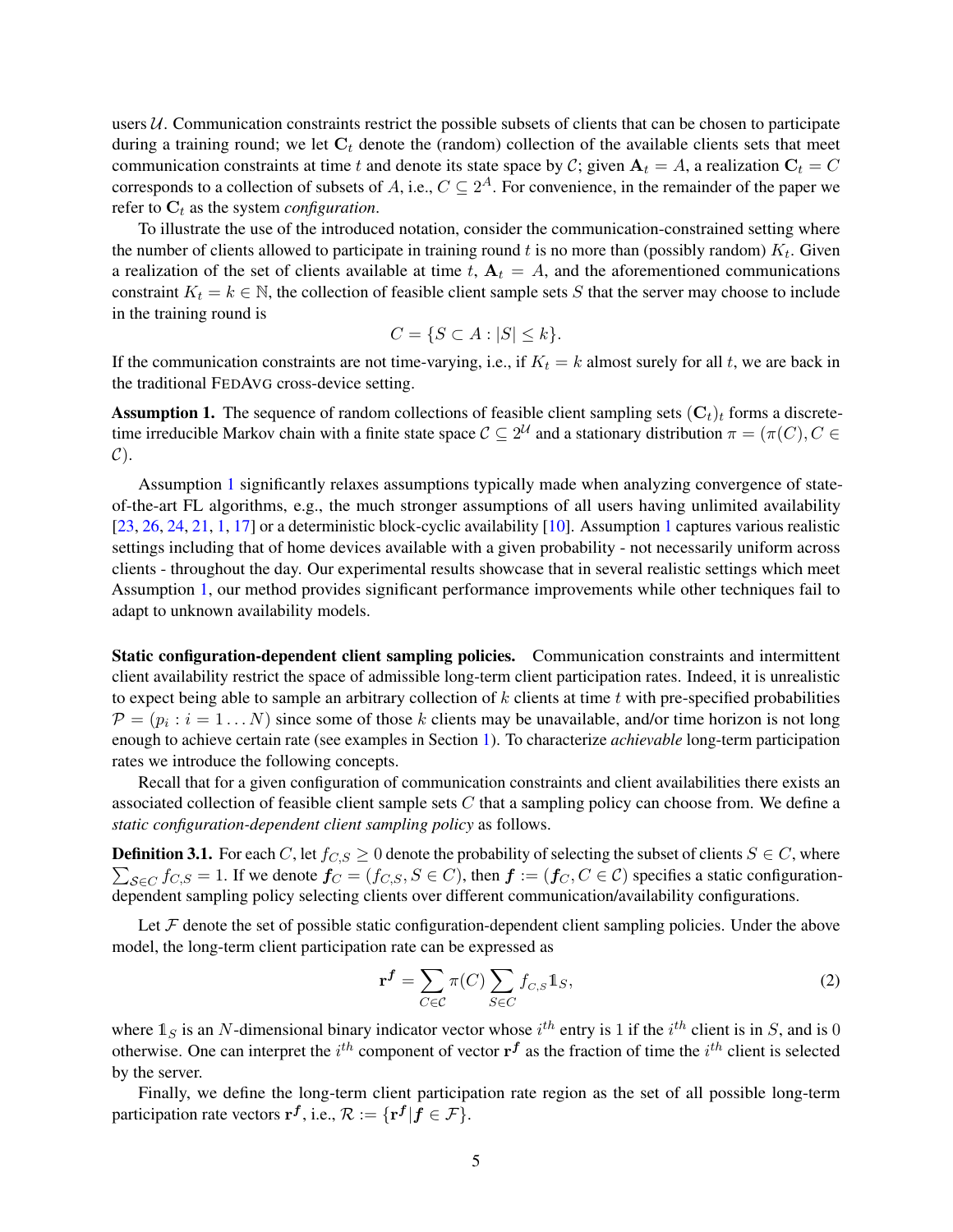users $\mathcal{U}$. Communication constraints restrict the possible subsets of clients that can be chosen to participate during a training round; we let $\mathbf{C}_t$ denote the (random) collection of the available clients sets that meet communication constraints at time $t$ and denote its state space by $\mathcal{C}$; given $\mathbf{A}_t = A$, a realization $\mathbf{C}_t = C$ corresponds to a collection of subsets of $A$, i.e., $C \subseteq 2^A$. For convenience, in the remainder of the paper we refer to $\mathbf{C}_t$ as the system *configuration*.

To illustrate the use of the introduced notation, consider the communication-constrained setting where the number of clients allowed to participate in training round $t$ is no more than (possibly random) $K_t$. Given a realization of the set of clients available at time $t$, $\mathbf{A}_t = A$, and the aforementioned communications constraint $K_t = k \in \mathbb{N}$, the collection of feasible client sample sets $S$ that the server may choose to include in the training round is

$$C = \{S \subset A : |S| \leq k\}.$$

If the communication constraints are not time-varying, i.e., if $K_t = k$ almost surely for all $t$, we are back in the traditional FedAvg cross-device setting.

**Assumption 1.** The sequence of random collections of feasible client sampling sets $(\mathbf{C}_t)_t$ forms a discrete-time irreducible Markov chain with a finite state space $\mathcal{C} \subseteq 2^{\mathcal{U}}$ and a stationary distribution $\pi = (\pi(C), C \in \mathcal{C})$.

Assumption 1 significantly relaxes assumptions typically made when analyzing convergence of state-of-the-art FL algorithms, e.g., the much stronger assumptions of all users having unlimited availability [23, 26, 24, 21, 1, 17] or a deterministic block-cyclic availability [10]. Assumption 1 captures various realistic settings including that of home devices available with a given probability - not necessarily uniform across clients - throughout the day. Our experimental results showcase that in several realistic settings which meet Assumption 1, our method provides significant performance improvements while other techniques fail to adapt to unknown availability models.

**Static configuration-dependent client sampling policies.** Communication constraints and intermittent client availability restrict the space of admissible long-term client participation rates. Indeed, it is unrealistic to expect being able to sample an arbitrary collection of $k$ clients at time $t$ with pre-specified probabilities $\mathcal{P} = (p_i : i = 1 \dots N)$ since some of those $k$ clients may be unavailable, and/or time horizon is not long enough to achieve certain rate (see examples in Section 1). To characterize *achievable* long-term participation rates we introduce the following concepts.

Recall that for a given configuration of communication constraints and client availabilities there exists an associated collection of feasible client sample sets $C$ that a sampling policy can choose from. We define a *static configuration-dependent client sampling policy* as follows.

**Definition 3.1.** For each $C$, let $f_{C,S} \geq 0$ denote the probability of selecting the subset of clients $S \in C$, where $\sum_{S \in C} f_{C,S} = 1$. If we denote $\boldsymbol{f}_C = (f_{C,S}, S \in C)$, then $\boldsymbol{f} := (\boldsymbol{f}_C, C \in \mathcal{C})$ specifies a static configuration-dependent sampling policy selecting clients over different communication/availability configurations.

Let $\mathcal{F}$ denote the set of possible static configuration-dependent client sampling policies. Under the above model, the long-term client participation rate can be expressed as

$$\mathbf{r}^{\boldsymbol{f}} = \sum_{C \in \mathcal{C}} \pi(C) \sum_{S \in C} f_{C,S} \mathbb{1}_S, \tag{2}$$

where $\mathbb{1}_S$ is an $N$-dimensional binary indicator vector whose $i^{th}$ entry is 1 if the $i^{th}$ client is in $S$, and is 0 otherwise. One can interpret the $i^{th}$ component of vector $\mathbf{r}^{\boldsymbol{f}}$ as the fraction of time the $i^{th}$ client is selected by the server.

Finally, we define the long-term client participation rate region as the set of all possible long-term participation rate vectors $\mathbf{r}^{\boldsymbol{f}}$, i.e., $\mathcal{R} := \{\mathbf{r}^{\boldsymbol{f}} | \boldsymbol{f} \in \mathcal{F}\}$.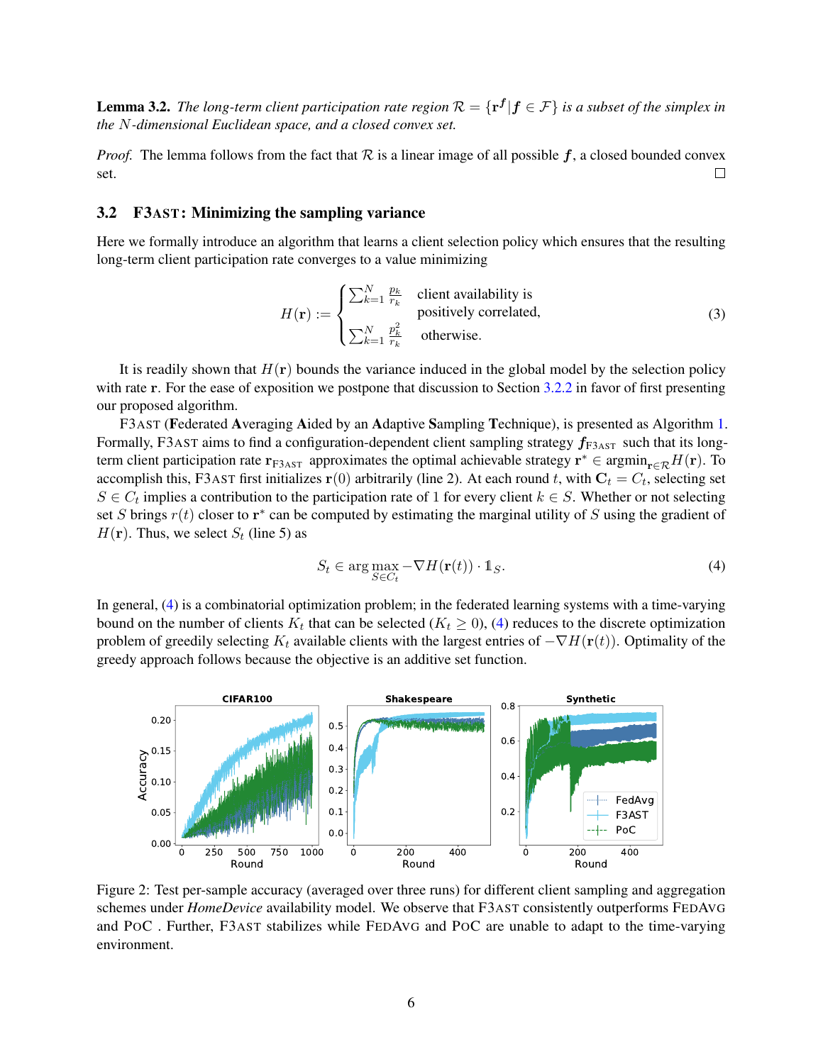**Lemma 3.2.** *The long-term client participation rate region $\mathcal{R} = \{\mathbf{r}^{\boldsymbol{f}} | \boldsymbol{f} \in \mathcal{F}\}$ is a subset of the simplex in the $N$-dimensional Euclidean space, and a closed convex set.*

*Proof.* The lemma follows from the fact that $\mathcal{R}$ is a linear image of all possible $\boldsymbol{f}$, a closed bounded convex set. □

### 3.2 F3AST: Minimizing the sampling variance

Here we formally introduce an algorithm that learns a client selection policy which ensures that the resulting long-term client participation rate converges to a value minimizing

$$H(\mathbf{r}) := \begin{cases} \sum_{k=1}^{N} \frac{p_k}{r_k} & \text{client availability is positively correlated,} \\ \sum_{k=1}^{N} \frac{p_k^2}{r_k} & \text{otherwise.} \end{cases} \tag{3}$$

It is readily shown that $H(\mathbf{r})$ bounds the variance induced in the global model by the selection policy with rate $\mathbf{r}$. For the ease of exposition we postpone that discussion to Section 3.2.2 in favor of first presenting our proposed algorithm.

F3AST (**F**ederated **A**veraging **A**ided by an **A**daptive **S**ampling **T**echnique), is presented as Algorithm 1. Formally, F3AST aims to find a configuration-dependent client sampling strategy $\boldsymbol{f}_{\text{F3AST}}$ such that its long-term client participation rate $\mathbf{r}_{\text{F3AST}}$ approximates the optimal achievable strategy $\mathbf{r}^* \in \text{argmin}_{\mathbf{r} \in \mathcal{R}} H(\mathbf{r})$. To accomplish this, F3AST first initializes $\mathbf{r}(0)$ arbitrarily (line 2). At each round $t$, with $\mathbf{C}_t = C_t$, selecting set $S \in C_t$ implies a contribution to the participation rate of 1 for every client $k \in S$. Whether or not selecting set $S$ brings $r(t)$ closer to $\mathbf{r}^*$ can be computed by estimating the marginal utility of $S$ using the gradient of $H(\mathbf{r})$. Thus, we select $S_t$ (line 5) as

$$S_t \in \arg\max_{S \in C_t} -\nabla H(\mathbf{r}(t)) \cdot \mathbb{1}_S. \tag{4}$$

In general, (4) is a combinatorial optimization problem; in the federated learning systems with a time-varying bound on the number of clients $K_t$ that can be selected ($K_t \geq 0$), (4) reduces to the discrete optimization problem of greedily selecting $K_t$ available clients with the largest entries of $-\nabla H(\mathbf{r}(t))$. Optimality of the greedy approach follows because the objective is an additive set function.

Figure 2: Test per-sample accuracy (averaged over three runs) for different client sampling and aggregation schemes under *HomeDevice* availability model. We observe that F3AST consistently outperforms FEDAVG and POC . Further, F3AST stabilizes while FEDAVG and POC are unable to adapt to the time-varying environment.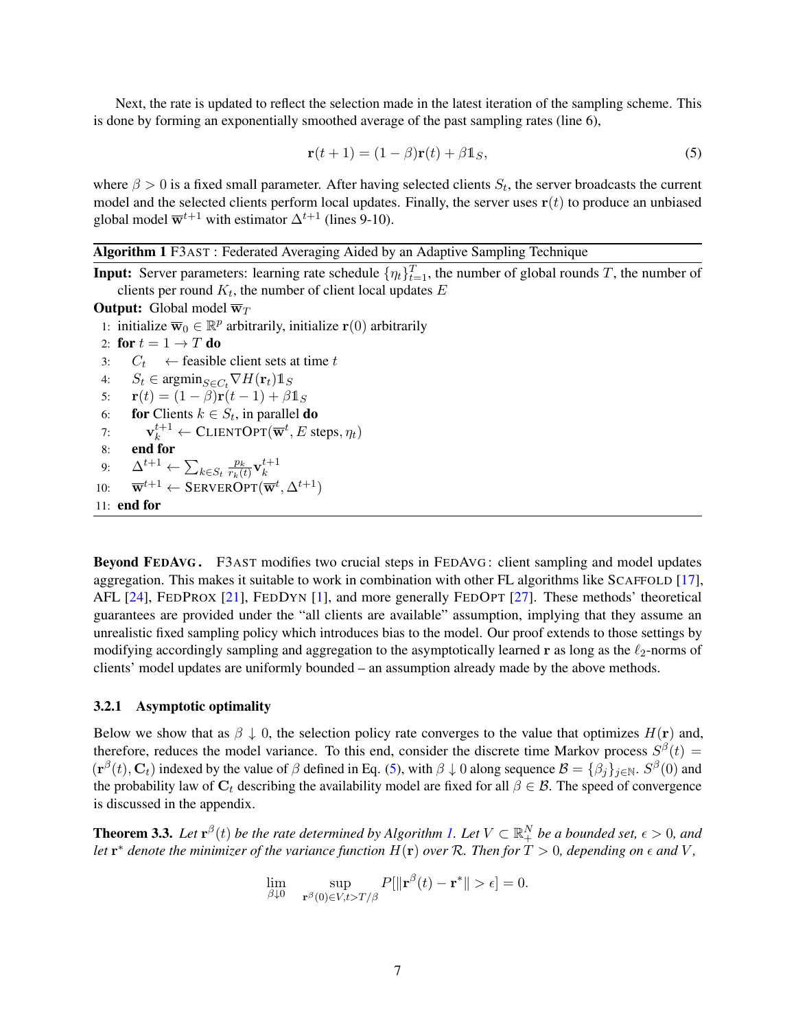Next, the rate is updated to reflect the selection made in the latest iteration of the sampling scheme. This is done by forming an exponentially smoothed average of the past sampling rates (line 6),

$$\mathbf{r}(t+1) = (1-\beta)\mathbf{r}(t) + \beta \mathbb{1}_S, \tag{5}$$

where $\beta > 0$ is a fixed small parameter. After having selected clients $S_t$, the server broadcasts the current model and the selected clients perform local updates. Finally, the server uses $\mathbf{r}(t)$ to produce an unbiased global model $\overline{\mathbf{w}}^{t+1}$ with estimator $\Delta^{t+1}$ (lines 9-10).

**Algorithm 1** F3AST : Federated Averaging Aided by an Adaptive Sampling Technique

**Input:** Server parameters: learning rate schedule $\{\eta_t\}_{t=1}^T$, the number of global rounds $T$, the number of clients per round $K_t$, the number of client local updates $E$

**Output:** Global model $\overline{\mathbf{w}}_T$

```
1:  initialize w̄_0 ∈ R^p arbitrarily, initialize r(0) arbitrarily
2:  for t = 1 → T do
3:      C_t ← feasible client sets at time t
4:      S_t ∈ argmin_{S∈C_t} ∇H(r_t) 1_S
5:      r(t) = (1 − β) r(t − 1) + β 1_S
6:      for Clients k ∈ S_t, in parallel do
7:          v_k^{t+1} ← CLIENTOPT(w̄^t, E steps, η_t)
8:      end for
9:      Δ^{t+1} ← Σ_{k∈S_t} (p_k / r_k(t)) v_k^{t+1}
10:     w̄^{t+1} ← SERVEROPT(w̄^t, Δ^{t+1})
11: end for
```

**Beyond FEDAVG.** F3AST modifies two crucial steps in FEDAVG: client sampling and model updates aggregation. This makes it suitable to work in combination with other FL algorithms like SCAFFOLD [17], AFL [24], FEDPROX [21], FEDDYN [1], and more generally FEDOPT [27]. These methods' theoretical guarantees are provided under the "all clients are available" assumption, implying that they assume an unrealistic fixed sampling policy which introduces bias to the model. Our proof extends to those settings by modifying accordingly sampling and aggregation to the asymptotically learned $\mathbf{r}$ as long as the $\ell_2$-norms of clients' model updates are uniformly bounded – an assumption already made by the above methods.

### 3.2.1 Asymptotic optimality

Below we show that as $\beta \downarrow 0$, the selection policy rate converges to the value that optimizes $H(\mathbf{r})$ and, therefore, reduces the model variance. To this end, consider the discrete time Markov process $S^\beta(t) = (\mathbf{r}^\beta(t), \mathbf{C}_t)$ indexed by the value of $\beta$ defined in Eq. (5), with $\beta \downarrow 0$ along sequence $\mathcal{B} = \{\beta_j\}_{j\in\mathbb{N}}$. $S^\beta(0)$ and the probability law of $\mathbf{C}_t$ describing the availability model are fixed for all $\beta \in \mathcal{B}$. The speed of convergence is discussed in the appendix.

**Theorem 3.3.** *Let $\mathbf{r}^\beta(t)$ be the rate determined by Algorithm 1. Let $V \subset \mathbb{R}_+^N$ be a bounded set, $\epsilon > 0$, and let $\mathbf{r}^*$ denote the minimizer of the variance function $H(\mathbf{r})$ over $\mathcal{R}$. Then for $T > 0$, depending on $\epsilon$ and $V$,*

$$\lim_{\beta \downarrow 0} \sup_{\mathbf{r}^\beta(0)\in V, t > T/\beta} P[\|\mathbf{r}^\beta(t) - \mathbf{r}^*\| > \epsilon] = 0.$$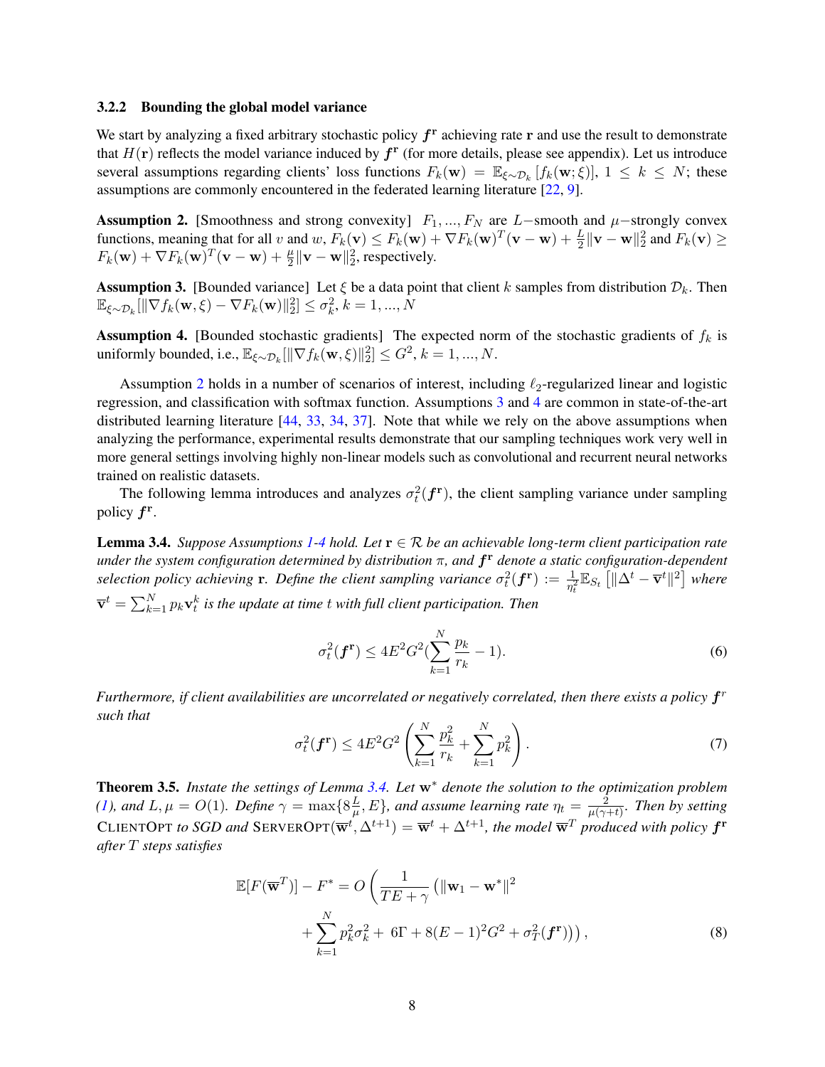### 3.2.2 Bounding the global model variance

We start by analyzing a fixed arbitrary stochastic policy $\boldsymbol{f}^{\mathbf{r}}$ achieving rate $\mathbf{r}$ and use the result to demonstrate that $H(\mathbf{r})$ reflects the model variance induced by $\boldsymbol{f}^{\mathbf{r}}$ (for more details, please see appendix). Let us introduce several assumptions regarding clients' loss functions $F_k(\mathbf{w}) = \mathbb{E}_{\xi\sim\mathcal{D}_k}[f_k(\mathbf{w};\xi)]$, $1 \leq k \leq N$; these assumptions are commonly encountered in the federated learning literature [22, 9].

**Assumption 2.** [Smoothness and strong convexity] $F_1, ..., F_N$ are $L-$smooth and $\mu-$strongly convex functions, meaning that for all $v$ and $w$, $F_k(\mathbf{v}) \leq F_k(\mathbf{w}) + \nabla F_k(\mathbf{w})^T(\mathbf{v}-\mathbf{w}) + \frac{L}{2}\|\mathbf{v}-\mathbf{w}\|_2^2$ and $F_k(\mathbf{v}) \geq F_k(\mathbf{w}) + \nabla F_k(\mathbf{w})^T(\mathbf{v}-\mathbf{w}) + \frac{\mu}{2}\|\mathbf{v}-\mathbf{w}\|_2^2$, respectively.

**Assumption 3.** [Bounded variance] Let $\xi$ be a data point that client $k$ samples from distribution $\mathcal{D}_k$. Then $\mathbb{E}_{\xi\sim\mathcal{D}_k}[\|\nabla f_k(\mathbf{w},\xi) - \nabla F_k(\mathbf{w})\|_2^2] \leq \sigma_k^2$, $k = 1, ..., N$

**Assumption 4.** [Bounded stochastic gradients] The expected norm of the stochastic gradients of $f_k$ is uniformly bounded, i.e., $\mathbb{E}_{\xi\sim\mathcal{D}_k}[\|\nabla f_k(\mathbf{w},\xi)\|_2^2] \leq G^2$, $k = 1, ..., N$.

Assumption 2 holds in a number of scenarios of interest, including $\ell_2$-regularized linear and logistic regression, and classification with softmax function. Assumptions 3 and 4 are common in state-of-the-art distributed learning literature [44, 33, 34, 37]. Note that while we rely on the above assumptions when analyzing the performance, experimental results demonstrate that our sampling techniques work very well in more general settings involving highly non-linear models such as convolutional and recurrent neural networks trained on realistic datasets.

The following lemma introduces and analyzes $\sigma_t^2(\boldsymbol{f}^{\mathbf{r}})$, the client sampling variance under sampling policy $\boldsymbol{f}^{\mathbf{r}}$.

**Lemma 3.4.** *Suppose Assumptions 1-4 hold. Let $\mathbf{r} \in \mathcal{R}$ be an achievable long-term client participation rate under the system configuration determined by distribution $\pi$, and $\boldsymbol{f}^{\mathbf{r}}$ denote a static configuration-dependent selection policy achieving $\mathbf{r}$. Define the client sampling variance $\sigma_t^2(\boldsymbol{f}^{\mathbf{r}}) := \frac{1}{\eta_t^2}\mathbb{E}_{S_t}\left[\|\Delta^t - \overline{\mathbf{v}}^t\|^2\right]$ where $\overline{\mathbf{v}}^t = \sum_{k=1}^N p_k \mathbf{v}_t^k$ is the update at time $t$ with full client participation. Then*

$$\sigma_t^2(\boldsymbol{f}^{\mathbf{r}}) \leq 4E^2G^2(\sum_{k=1}^N \frac{p_k}{r_k} - 1). \tag{6}$$

*Furthermore, if client availabilities are uncorrelated or negatively correlated, then there exists a policy $\boldsymbol{f}^r$ such that*

$$\sigma_t^2(\boldsymbol{f}^{\mathbf{r}}) \leq 4E^2G^2\left(\sum_{k=1}^N \frac{p_k^2}{r_k} + \sum_{k=1}^N p_k^2\right). \tag{7}$$

**Theorem 3.5.** *Instate the settings of Lemma 3.4. Let $\mathbf{w}^*$ denote the solution to the optimization problem (1), and $L, \mu = O(1)$. Define $\gamma = \max\{8\frac{L}{\mu}, E\}$, and assume learning rate $\eta_t = \frac{2}{\mu(\gamma+t)}$. Then by setting* ClientOpt *to SGD and* ServerOpt$(\overline{\mathbf{w}}^t, \Delta^{t+1}) = \overline{\mathbf{w}}^t + \Delta^{t+1}$*, the model $\overline{\mathbf{w}}^T$ produced with policy $\boldsymbol{f}^{\mathbf{r}}$ after $T$ steps satisfies*

$$\mathbb{E}[F(\overline{\mathbf{w}}^T)] - F^* = O\left(\frac{1}{TE+\gamma}\left(\|\mathbf{w}_1 - \mathbf{w}^*\|^2 + \sum_{k=1}^N p_k^2\sigma_k^2 + 6\Gamma + 8(E-1)^2G^2 + \sigma_T^2(\boldsymbol{f}^{\mathbf{r}})\right)\right), \tag{8}$$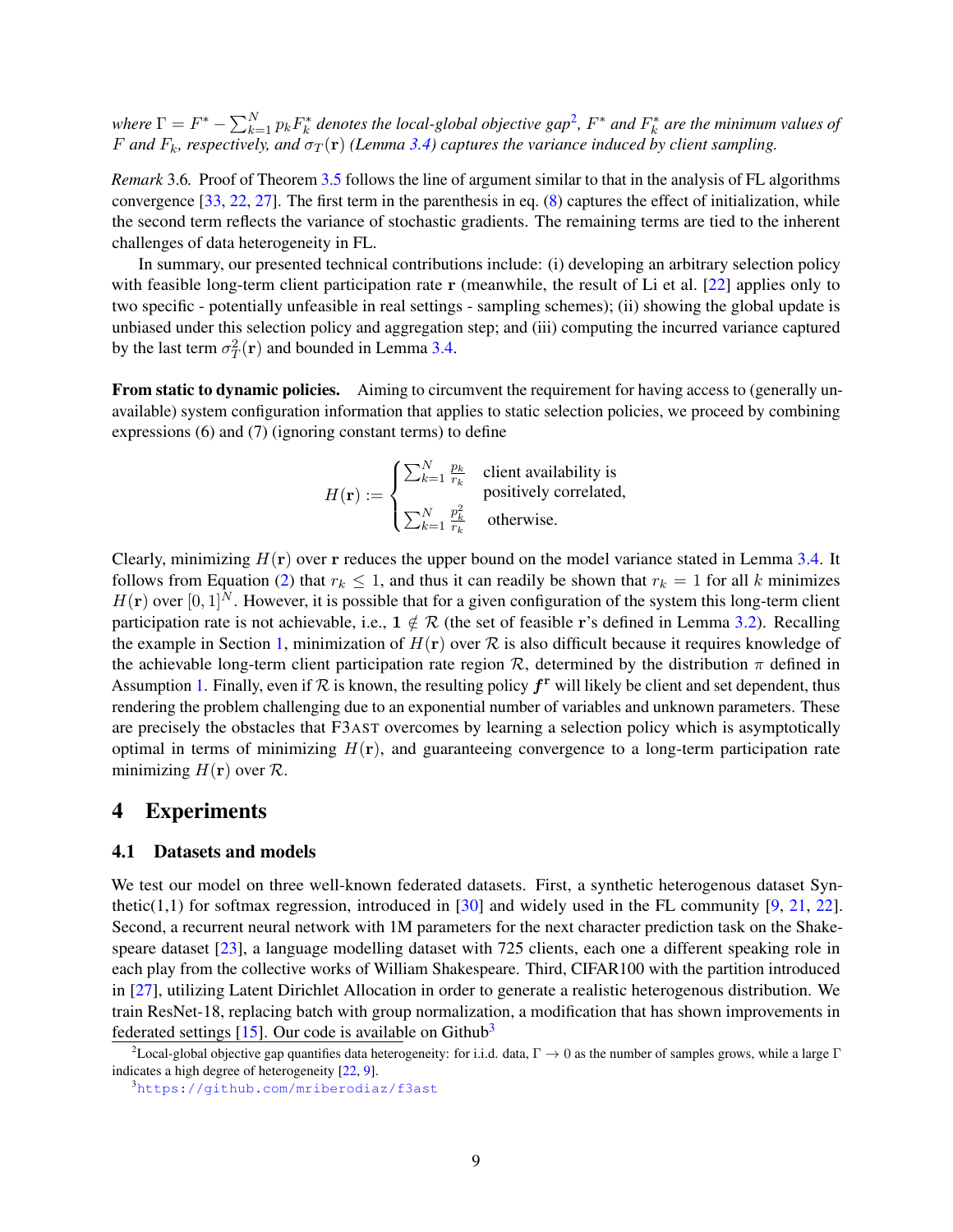*where* $\Gamma = F^* - \sum_{k=1}^{N} p_k F_k^*$ *denotes the local-global objective gap*[2], $F^*$ *and* $F_k^*$ *are the minimum values of* $F$ *and* $F_k$*, respectively, and* $\sigma_T(\mathbf{r})$ *(Lemma 3.4) captures the variance induced by client sampling.*

*Remark* 3.6. Proof of Theorem 3.5 follows the line of argument similar to that in the analysis of FL algorithms convergence [33, 22, 27]. The first term in the parenthesis in eq. (8) captures the effect of initialization, while the second term reflects the variance of stochastic gradients. The remaining terms are tied to the inherent challenges of data heterogeneity in FL.

In summary, our presented technical contributions include: (i) developing an arbitrary selection policy with feasible long-term client participation rate $\mathbf{r}$ (meanwhile, the result of Li et al. [22] applies only to two specific - potentially unfeasible in real settings - sampling schemes); (ii) showing the global update is unbiased under this selection policy and aggregation step; and (iii) computing the incurred variance captured by the last term $\sigma_T^2(\mathbf{r})$ and bounded in Lemma 3.4.

**From static to dynamic policies.** Aiming to circumvent the requirement for having access to (generally unavailable) system configuration information that applies to static selection policies, we proceed by combining expressions (6) and (7) (ignoring constant terms) to define

$$
H(\mathbf{r}) := \begin{cases} \sum_{k=1}^{N} \frac{p_k}{r_k} & \text{client availability is positively correlated,} \\ \sum_{k=1}^{N} \frac{p_k^2}{r_k} & \text{otherwise.} \end{cases}
$$

Clearly, minimizing $H(\mathbf{r})$ over $\mathbf{r}$ reduces the upper bound on the model variance stated in Lemma 3.4. It follows from Equation (2) that $r_k \leq 1$, and thus it can readily be shown that $r_k = 1$ for all $k$ minimizes $H(\mathbf{r})$ over $[0,1]^N$. However, it is possible that for a given configuration of the system this long-term client participation rate is not achievable, i.e., $\mathbf{1} \notin \mathcal{R}$ (the set of feasible $\mathbf{r}$'s defined in Lemma 3.2). Recalling the example in Section 1, minimization of $H(\mathbf{r})$ over $\mathcal{R}$ is also difficult because it requires knowledge of the achievable long-term client participation rate region $\mathcal{R}$, determined by the distribution $\pi$ defined in Assumption 1. Finally, even if $\mathcal{R}$ is known, the resulting policy $\boldsymbol{f}^{\mathbf{r}}$ will likely be client and set dependent, thus rendering the problem challenging due to an exponential number of variables and unknown parameters. These are precisely the obstacles that F3AST overcomes by learning a selection policy which is asymptotically optimal in terms of minimizing $H(\mathbf{r})$, and guaranteeing convergence to a long-term participation rate minimizing $H(\mathbf{r})$ over $\mathcal{R}$.

# 4 Experiments

## 4.1 Datasets and models

We test our model on three well-known federated datasets. First, a synthetic heterogenous dataset Synthetic(1,1) for softmax regression, introduced in [30] and widely used in the FL community [9, 21, 22]. Second, a recurrent neural network with 1M parameters for the next character prediction task on the Shakespeare dataset [23], a language modelling dataset with 725 clients, each one a different speaking role in each play from the collective works of William Shakespeare. Third, CIFAR100 with the partition introduced in [27], utilizing Latent Dirichlet Allocation in order to generate a realistic heterogenous distribution. We train ResNet-18, replacing batch with group normalization, a modification that has shown improvements in federated settings [15]. Our code is available on Github[3]

[2] Local-global objective gap quantifies data heterogeneity: for i.i.d. data, $\Gamma \to 0$ as the number of samples grows, while a large $\Gamma$ indicates a high degree of heterogeneity [22, 9].

[3] https://github.com/mriberodiaz/f3ast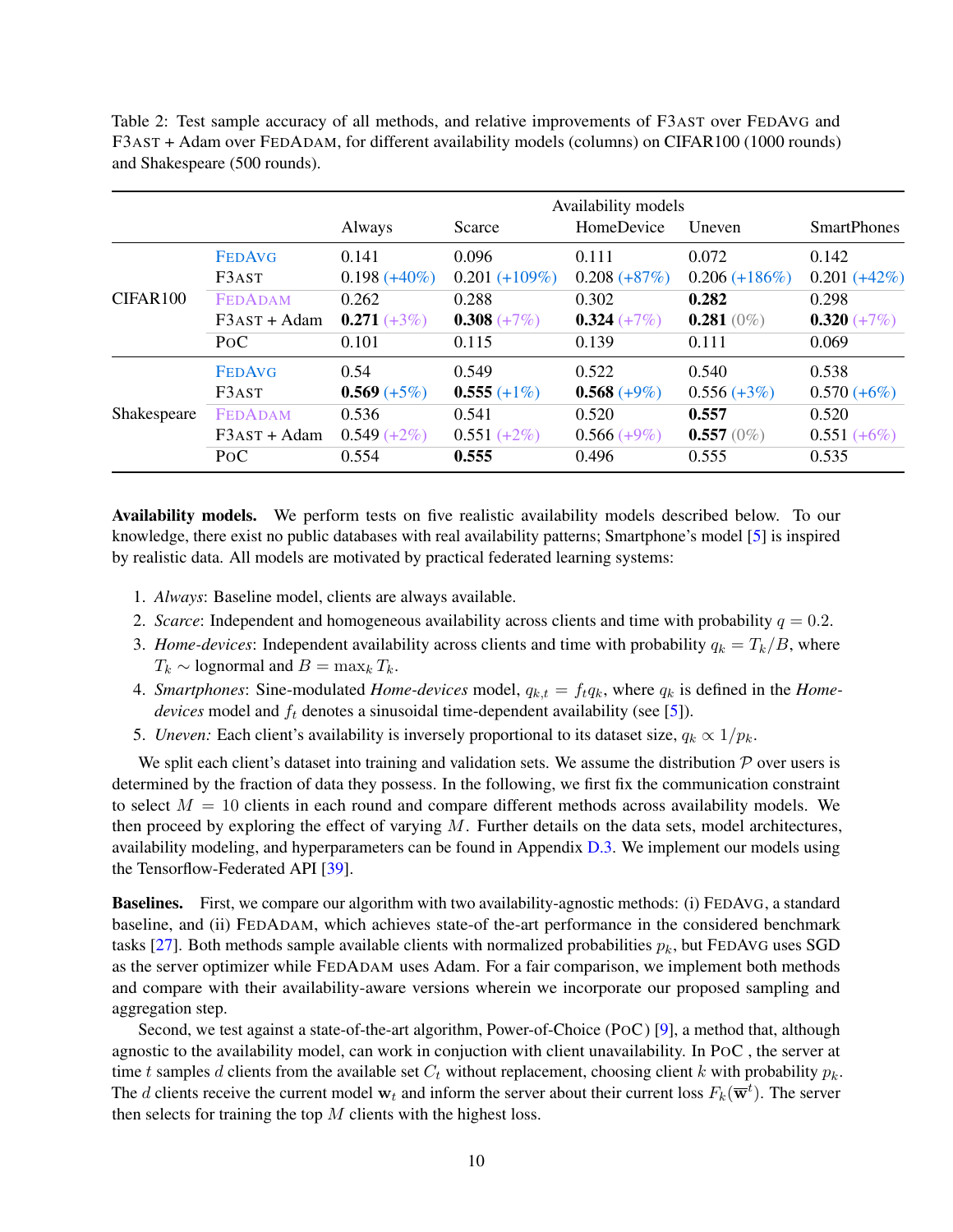Table 2: Test sample accuracy of all methods, and relative improvements of F3AST over FEDAVG and F3AST + Adam over FEDADAM, for different availability models (columns) on CIFAR100 (1000 rounds) and Shakespeare (500 rounds).

| | | Availability models | | | | |
|---|---|---|---|---|---|---|
| | | Always | Scarce | HomeDevice | Uneven | SmartPhones |
| CIFAR100 | FEDAVG | 0.141 | 0.096 | 0.111 | 0.072 | 0.142 |
| | F3AST | 0.198 (+40%) | 0.201 (+109%) | 0.208 (+87%) | 0.206 (+186%) | 0.201 (+42%) |
| | FEDADAM | 0.262 | 0.288 | 0.302 | **0.282** | 0.298 |
| | F3AST + Adam | **0.271** (+3%) | **0.308** (+7%) | **0.324** (+7%) | **0.281** (0%) | **0.320** (+7%) |
| | POC | 0.101 | 0.115 | 0.139 | 0.111 | 0.069 |
| Shakespeare | FEDAVG | 0.54 | 0.549 | 0.522 | 0.540 | 0.538 |
| | F3AST | **0.569** (+5%) | **0.555** (+1%) | **0.568** (+9%) | 0.556 (+3%) | 0.570 (+6%) |
| | FEDADAM | 0.536 | 0.541 | 0.520 | **0.557** | 0.520 |
| | F3AST + Adam | 0.549 (+2%) | 0.551 (+2%) | 0.566 (+9%) | **0.557** (0%) | 0.551 (+6%) |
| | POC | 0.554 | **0.555** | 0.496 | 0.555 | 0.535 |

**Availability models.** We perform tests on five realistic availability models described below. To our knowledge, there exist no public databases with real availability patterns; Smartphone's model [5] is inspired by realistic data. All models are motivated by practical federated learning systems:

1. *Always*: Baseline model, clients are always available.
2. *Scarce*: Independent and homogeneous availability across clients and time with probability $q = 0.2$.
3. *Home-devices*: Independent availability across clients and time with probability $q_k = T_k/B$, where $T_k \sim$ lognormal and $B = \max_k T_k$.
4. *Smartphones*: Sine-modulated *Home-devices* model, $q_{k,t} = f_t q_k$, where $q_k$ is defined in the *Home-devices* model and $f_t$ denotes a sinusoidal time-dependent availability (see [5]).
5. *Uneven:* Each client's availability is inversely proportional to its dataset size, $q_k \propto 1/p_k$.

We split each client's dataset into training and validation sets. We assume the distribution $\mathcal{P}$ over users is determined by the fraction of data they possess. In the following, we first fix the communication constraint to select $M = 10$ clients in each round and compare different methods across availability models. We then proceed by exploring the effect of varying $M$. Further details on the data sets, model architectures, availability modeling, and hyperparameters can be found in Appendix D.3. We implement our models using the Tensorflow-Federated API [39].

**Baselines.** First, we compare our algorithm with two availability-agnostic methods: (i) FEDAVG, a standard baseline, and (ii) FEDADAM, which achieves state-of the art performance in the considered benchmark tasks [27]. Both methods sample available clients with normalized probabilities $p_k$, but FEDAVG uses SGD as the server optimizer while FEDADAM uses Adam. For a fair comparison, we implement both methods and compare with their availability-aware versions wherein we incorporate our proposed sampling and aggregation step.

Second, we test against a state-of-the-art algorithm, Power-of-Choice (POC) [9], a method that, although agnostic to the availability model, can work in conjuction with client unavailability. In POC , the server at time $t$ samples $d$ clients from the available set $C_t$ without replacement, choosing client $k$ with probability $p_k$. The $d$ clients receive the current model $\mathbf{w}_t$ and inform the server about their current loss $F_k(\overline{\mathbf{w}}^t)$. The server then selects for training the top $M$ clients with the highest loss.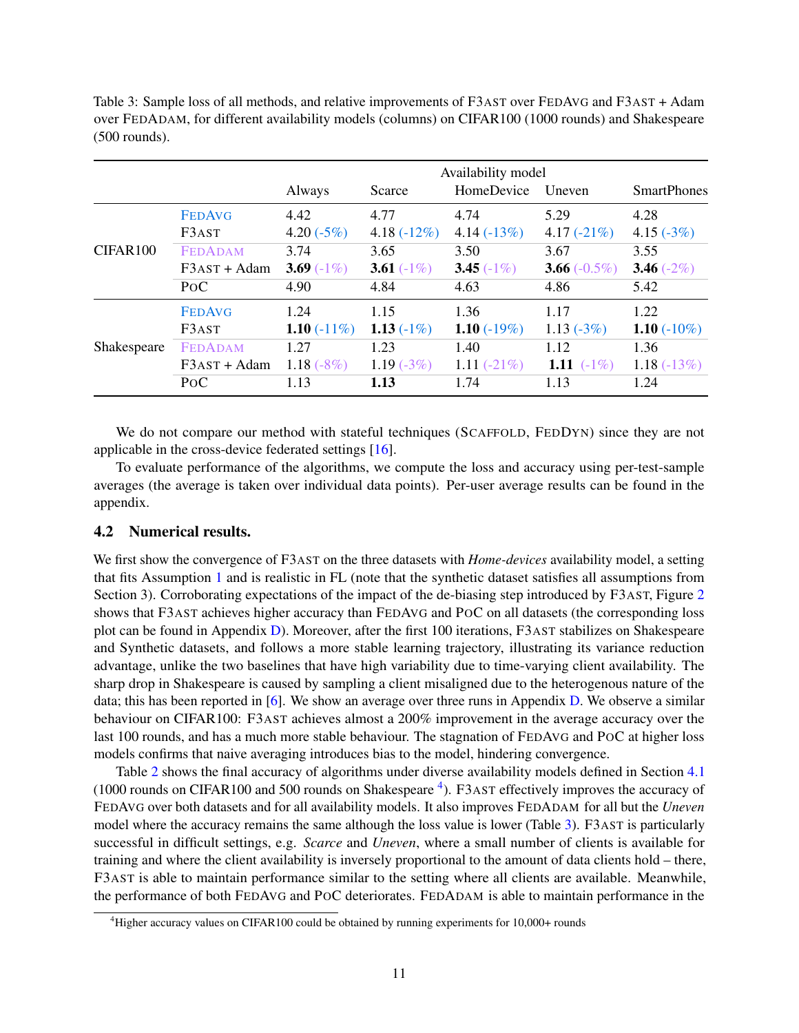Table 3: Sample loss of all methods, and relative improvements of F3AST over FEDAVG and F3AST + Adam over FEDADAM, for different availability models (columns) on CIFAR100 (1000 rounds) and Shakespeare (500 rounds).

| | | Availability model | | | | |
|---|---|---|---|---|---|---|
| | | Always | Scarce | HomeDevice | Uneven | SmartPhones |
| CIFAR100 | FEDAVG | 4.42 | 4.77 | 4.74 | 5.29 | 4.28 |
| | F3AST | 4.20 (-5%) | 4.18 (-12%) | 4.14 (-13%) | 4.17 (-21%) | 4.15 (-3%) |
| | FEDADAM | 3.74 | 3.65 | 3.50 | 3.67 | 3.55 |
| | F3AST + Adam | **3.69** (-1%) | **3.61** (-1%) | **3.45** (-1%) | **3.66** (-0.5%) | **3.46** (-2%) |
| | POC | 4.90 | 4.84 | 4.63 | 4.86 | 5.42 |
| Shakespeare | FEDAVG | 1.24 | 1.15 | 1.36 | 1.17 | 1.22 |
| | F3AST | **1.10** (-11%) | **1.13** (-1%) | **1.10** (-19%) | 1.13 (-3%) | **1.10** (-10%) |
| | FEDADAM | 1.27 | 1.23 | 1.40 | 1.12 | 1.36 |
| | F3AST + Adam | 1.18 (-8%) | 1.19 (-3%) | 1.11 (-21%) | **1.11** (-1%) | 1.18 (-13%) |
| | POC | 1.13 | **1.13** | 1.74 | 1.13 | 1.24 |

We do not compare our method with stateful techniques (SCAFFOLD, FEDDYN) since they are not applicable in the cross-device federated settings [16].

To evaluate performance of the algorithms, we compute the loss and accuracy using per-test-sample averages (the average is taken over individual data points). Per-user average results can be found in the appendix.

### 4.2 Numerical results.

We first show the convergence of F3AST on the three datasets with *Home-devices* availability model, a setting that fits Assumption 1 and is realistic in FL (note that the synthetic dataset satisfies all assumptions from Section 3). Corroborating expectations of the impact of the de-biasing step introduced by F3AST, Figure 2 shows that F3AST achieves higher accuracy than FEDAVG and POC on all datasets (the corresponding loss plot can be found in Appendix D). Moreover, after the first 100 iterations, F3AST stabilizes on Shakespeare and Synthetic datasets, and follows a more stable learning trajectory, illustrating its variance reduction advantage, unlike the two baselines that have high variability due to time-varying client availability. The sharp drop in Shakespeare is caused by sampling a client misaligned due to the heterogenous nature of the data; this has been reported in [6]. We show an average over three runs in Appendix D. We observe a similar behaviour on CIFAR100: F3AST achieves almost a 200% improvement in the average accuracy over the last 100 rounds, and has a much more stable behaviour. The stagnation of FEDAVG and POC at higher loss models confirms that naive averaging introduces bias to the model, hindering convergence.

Table 2 shows the final accuracy of algorithms under diverse availability models defined in Section 4.1 (1000 rounds on CIFAR100 and 500 rounds on Shakespeare [4]). F3AST effectively improves the accuracy of FEDAVG over both datasets and for all availability models. It also improves FEDADAM for all but the *Uneven* model where the accuracy remains the same although the loss value is lower (Table 3). F3AST is particularly successful in difficult settings, e.g. *Scarce* and *Uneven*, where a small number of clients is available for training and where the client availability is inversely proportional to the amount of data clients hold – there, F3AST is able to maintain performance similar to the setting where all clients are available. Meanwhile, the performance of both FEDAVG and POC deteriorates. FEDADAM is able to maintain performance in the

[4] Higher accuracy values on CIFAR100 could be obtained by running experiments for 10,000+ rounds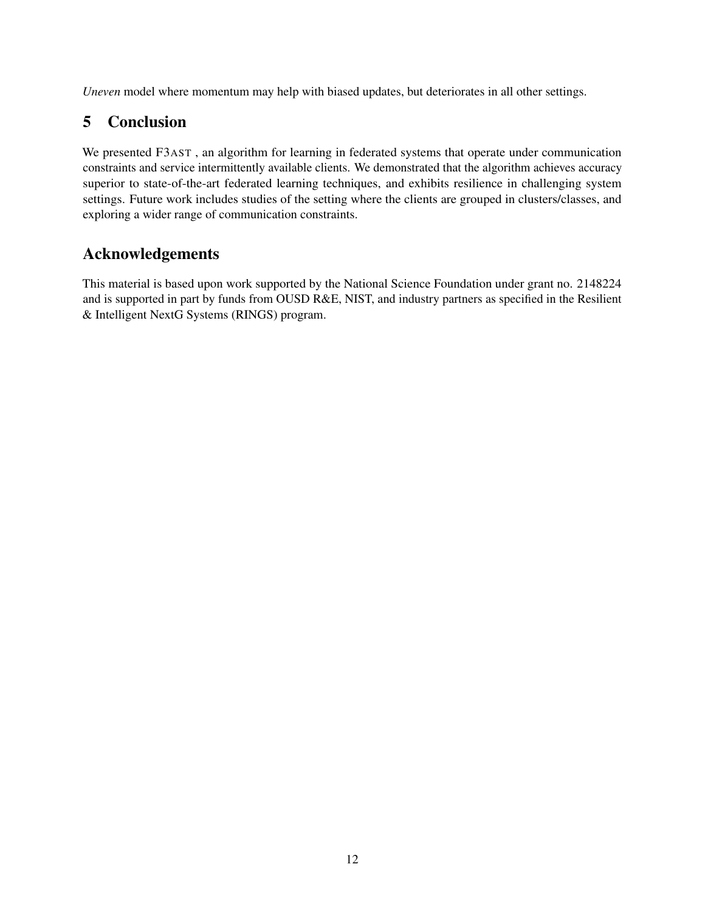*Uneven* model where momentum may help with biased updates, but deteriorates in all other settings.

## 5 Conclusion

We presented F3AST , an algorithm for learning in federated systems that operate under communication constraints and service intermittently available clients. We demonstrated that the algorithm achieves accuracy superior to state-of-the-art federated learning techniques, and exhibits resilience in challenging system settings. Future work includes studies of the setting where the clients are grouped in clusters/classes, and exploring a wider range of communication constraints.

## Acknowledgements

This material is based upon work supported by the National Science Foundation under grant no. 2148224 and is supported in part by funds from OUSD R&E, NIST, and industry partners as specified in the Resilient & Intelligent NextG Systems (RINGS) program.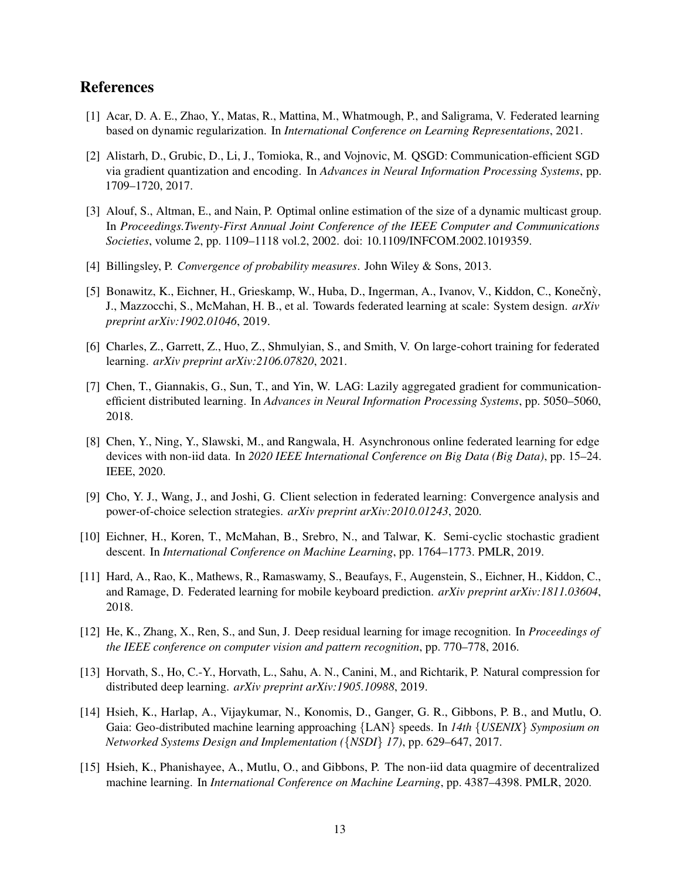## References

[1] Acar, D. A. E., Zhao, Y., Matas, R., Mattina, M., Whatmough, P., and Saligrama, V. Federated learning based on dynamic regularization. In *International Conference on Learning Representations*, 2021.

[2] Alistarh, D., Grubic, D., Li, J., Tomioka, R., and Vojnovic, M. QSGD: Communication-efficient SGD via gradient quantization and encoding. In *Advances in Neural Information Processing Systems*, pp. 1709–1720, 2017.

[3] Alouf, S., Altman, E., and Nain, P. Optimal online estimation of the size of a dynamic multicast group. In *Proceedings.Twenty-First Annual Joint Conference of the IEEE Computer and Communications Societies*, volume 2, pp. 1109–1118 vol.2, 2002. doi: 10.1109/INFCOM.2002.1019359.

[4] Billingsley, P. *Convergence of probability measures*. John Wiley & Sons, 2013.

[5] Bonawitz, K., Eichner, H., Grieskamp, W., Huba, D., Ingerman, A., Ivanov, V., Kiddon, C., Konečnỳ, J., Mazzocchi, S., McMahan, H. B., et al. Towards federated learning at scale: System design. *arXiv preprint arXiv:1902.01046*, 2019.

[6] Charles, Z., Garrett, Z., Huo, Z., Shmulyian, S., and Smith, V. On large-cohort training for federated learning. *arXiv preprint arXiv:2106.07820*, 2021.

[7] Chen, T., Giannakis, G., Sun, T., and Yin, W. LAG: Lazily aggregated gradient for communication-efficient distributed learning. In *Advances in Neural Information Processing Systems*, pp. 5050–5060, 2018.

[8] Chen, Y., Ning, Y., Slawski, M., and Rangwala, H. Asynchronous online federated learning for edge devices with non-iid data. In *2020 IEEE International Conference on Big Data (Big Data)*, pp. 15–24. IEEE, 2020.

[9] Cho, Y. J., Wang, J., and Joshi, G. Client selection in federated learning: Convergence analysis and power-of-choice selection strategies. *arXiv preprint arXiv:2010.01243*, 2020.

[10] Eichner, H., Koren, T., McMahan, B., Srebro, N., and Talwar, K. Semi-cyclic stochastic gradient descent. In *International Conference on Machine Learning*, pp. 1764–1773. PMLR, 2019.

[11] Hard, A., Rao, K., Mathews, R., Ramaswamy, S., Beaufays, F., Augenstein, S., Eichner, H., Kiddon, C., and Ramage, D. Federated learning for mobile keyboard prediction. *arXiv preprint arXiv:1811.03604*, 2018.

[12] He, K., Zhang, X., Ren, S., and Sun, J. Deep residual learning for image recognition. In *Proceedings of the IEEE conference on computer vision and pattern recognition*, pp. 770–778, 2016.

[13] Horvath, S., Ho, C.-Y., Horvath, L., Sahu, A. N., Canini, M., and Richtarik, P. Natural compression for distributed deep learning. *arXiv preprint arXiv:1905.10988*, 2019.

[14] Hsieh, K., Harlap, A., Vijaykumar, N., Konomis, D., Ganger, G. R., Gibbons, P. B., and Mutlu, O. Gaia: Geo-distributed machine learning approaching {LAN} speeds. In *14th {USENIX} Symposium on Networked Systems Design and Implementation ({NSDI} 17)*, pp. 629–647, 2017.

[15] Hsieh, K., Phanishayee, A., Mutlu, O., and Gibbons, P. The non-iid data quagmire of decentralized machine learning. In *International Conference on Machine Learning*, pp. 4387–4398. PMLR, 2020.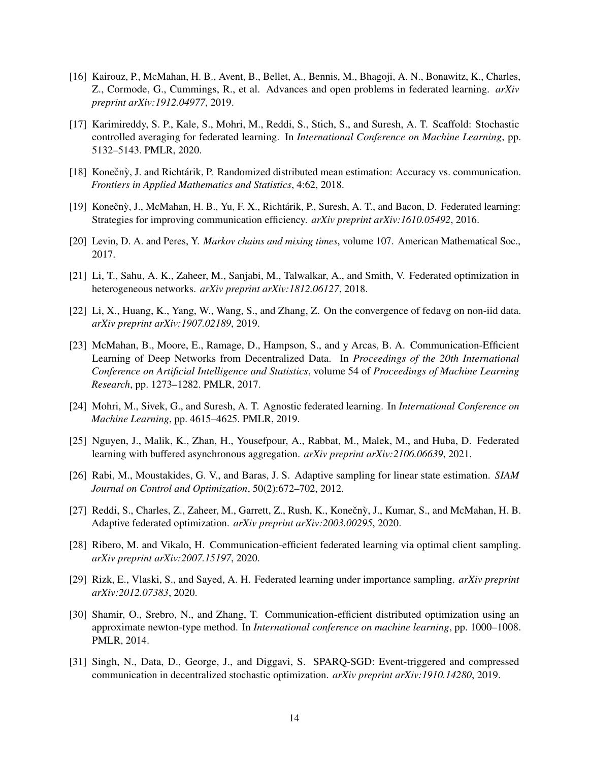[16] Kairouz, P., McMahan, H. B., Avent, B., Bellet, A., Bennis, M., Bhagoji, A. N., Bonawitz, K., Charles, Z., Cormode, G., Cummings, R., et al. Advances and open problems in federated learning. *arXiv preprint arXiv:1912.04977*, 2019.

[17] Karimireddy, S. P., Kale, S., Mohri, M., Reddi, S., Stich, S., and Suresh, A. T. Scaffold: Stochastic controlled averaging for federated learning. In *International Conference on Machine Learning*, pp. 5132–5143. PMLR, 2020.

[18] Konečný, J. and Richtárik, P. Randomized distributed mean estimation: Accuracy vs. communication. *Frontiers in Applied Mathematics and Statistics*, 4:62, 2018.

[19] Konečný, J., McMahan, H. B., Yu, F. X., Richtárik, P., Suresh, A. T., and Bacon, D. Federated learning: Strategies for improving communication efficiency. *arXiv preprint arXiv:1610.05492*, 2016.

[20] Levin, D. A. and Peres, Y. *Markov chains and mixing times*, volume 107. American Mathematical Soc., 2017.

[21] Li, T., Sahu, A. K., Zaheer, M., Sanjabi, M., Talwalkar, A., and Smith, V. Federated optimization in heterogeneous networks. *arXiv preprint arXiv:1812.06127*, 2018.

[22] Li, X., Huang, K., Yang, W., Wang, S., and Zhang, Z. On the convergence of fedavg on non-iid data. *arXiv preprint arXiv:1907.02189*, 2019.

[23] McMahan, B., Moore, E., Ramage, D., Hampson, S., and y Arcas, B. A. Communication-Efficient Learning of Deep Networks from Decentralized Data. In *Proceedings of the 20th International Conference on Artificial Intelligence and Statistics*, volume 54 of *Proceedings of Machine Learning Research*, pp. 1273–1282. PMLR, 2017.

[24] Mohri, M., Sivek, G., and Suresh, A. T. Agnostic federated learning. In *International Conference on Machine Learning*, pp. 4615–4625. PMLR, 2019.

[25] Nguyen, J., Malik, K., Zhan, H., Yousefpour, A., Rabbat, M., Malek, M., and Huba, D. Federated learning with buffered asynchronous aggregation. *arXiv preprint arXiv:2106.06639*, 2021.

[26] Rabi, M., Moustakides, G. V., and Baras, J. S. Adaptive sampling for linear state estimation. *SIAM Journal on Control and Optimization*, 50(2):672–702, 2012.

[27] Reddi, S., Charles, Z., Zaheer, M., Garrett, Z., Rush, K., Konečný, J., Kumar, S., and McMahan, H. B. Adaptive federated optimization. *arXiv preprint arXiv:2003.00295*, 2020.

[28] Ribero, M. and Vikalo, H. Communication-efficient federated learning via optimal client sampling. *arXiv preprint arXiv:2007.15197*, 2020.

[29] Rizk, E., Vlaski, S., and Sayed, A. H. Federated learning under importance sampling. *arXiv preprint arXiv:2012.07383*, 2020.

[30] Shamir, O., Srebro, N., and Zhang, T. Communication-efficient distributed optimization using an approximate newton-type method. In *International conference on machine learning*, pp. 1000–1008. PMLR, 2014.

[31] Singh, N., Data, D., George, J., and Diggavi, S. SPARQ-SGD: Event-triggered and compressed communication in decentralized stochastic optimization. *arXiv preprint arXiv:1910.14280*, 2019.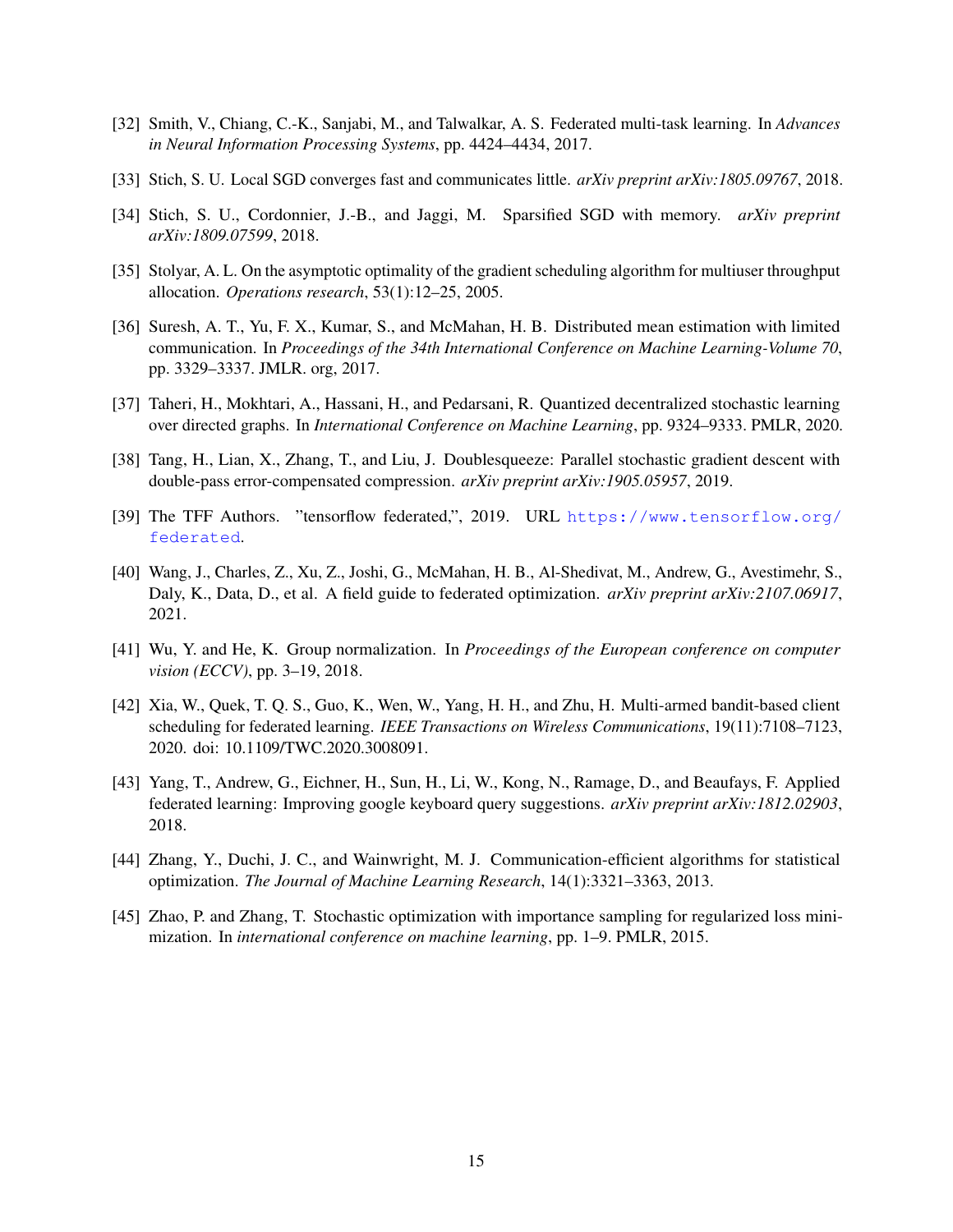[32] Smith, V., Chiang, C.-K., Sanjabi, M., and Talwalkar, A. S. Federated multi-task learning. In *Advances in Neural Information Processing Systems*, pp. 4424–4434, 2017.

[33] Stich, S. U. Local SGD converges fast and communicates little. *arXiv preprint arXiv:1805.09767*, 2018.

[34] Stich, S. U., Cordonnier, J.-B., and Jaggi, M. Sparsified SGD with memory. *arXiv preprint arXiv:1809.07599*, 2018.

[35] Stolyar, A. L. On the asymptotic optimality of the gradient scheduling algorithm for multiuser throughput allocation. *Operations research*, 53(1):12–25, 2005.

[36] Suresh, A. T., Yu, F. X., Kumar, S., and McMahan, H. B. Distributed mean estimation with limited communication. In *Proceedings of the 34th International Conference on Machine Learning-Volume 70*, pp. 3329–3337. JMLR. org, 2017.

[37] Taheri, H., Mokhtari, A., Hassani, H., and Pedarsani, R. Quantized decentralized stochastic learning over directed graphs. In *International Conference on Machine Learning*, pp. 9324–9333. PMLR, 2020.

[38] Tang, H., Lian, X., Zhang, T., and Liu, J. Doublesqueeze: Parallel stochastic gradient descent with double-pass error-compensated compression. *arXiv preprint arXiv:1905.05957*, 2019.

[39] The TFF Authors. "tensorflow federated,", 2019. URL https://www.tensorflow.org/federated.

[40] Wang, J., Charles, Z., Xu, Z., Joshi, G., McMahan, H. B., Al-Shedivat, M., Andrew, G., Avestimehr, S., Daly, K., Data, D., et al. A field guide to federated optimization. *arXiv preprint arXiv:2107.06917*, 2021.

[41] Wu, Y. and He, K. Group normalization. In *Proceedings of the European conference on computer vision (ECCV)*, pp. 3–19, 2018.

[42] Xia, W., Quek, T. Q. S., Guo, K., Wen, W., Yang, H. H., and Zhu, H. Multi-armed bandit-based client scheduling for federated learning. *IEEE Transactions on Wireless Communications*, 19(11):7108–7123, 2020. doi: 10.1109/TWC.2020.3008091.

[43] Yang, T., Andrew, G., Eichner, H., Sun, H., Li, W., Kong, N., Ramage, D., and Beaufays, F. Applied federated learning: Improving google keyboard query suggestions. *arXiv preprint arXiv:1812.02903*, 2018.

[44] Zhang, Y., Duchi, J. C., and Wainwright, M. J. Communication-efficient algorithms for statistical optimization. *The Journal of Machine Learning Research*, 14(1):3321–3363, 2013.

[45] Zhao, P. and Zhang, T. Stochastic optimization with importance sampling for regularized loss minimization. In *international conference on machine learning*, pp. 1–9. PMLR, 2015.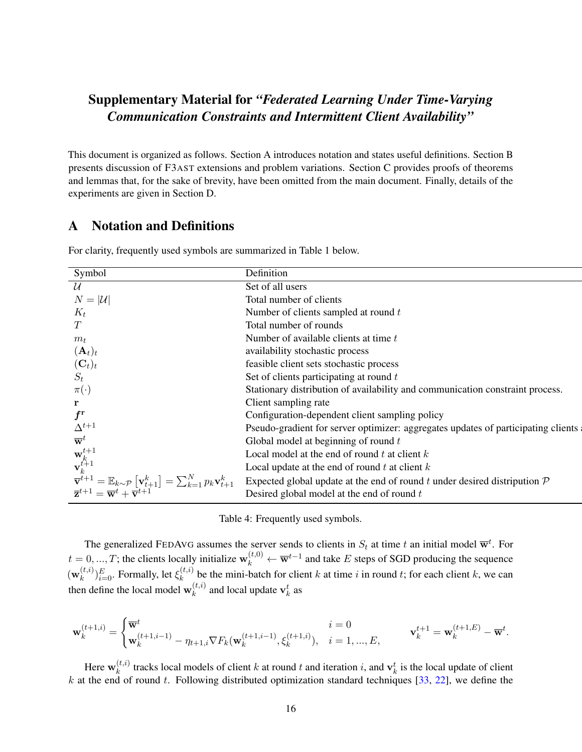# Supplementary Material for *"Federated Learning Under Time-Varying Communication Constraints and Intermittent Client Availability"*

This document is organized as follows. Section A introduces notation and states useful definitions. Section B presents discussion of F3AST extensions and problem variations. Section C provides proofs of theorems and lemmas that, for the sake of brevity, have been omitted from the main document. Finally, details of the experiments are given in Section D.

## A Notation and Definitions

For clarity, frequently used symbols are summarized in Table 1 below.

| Symbol | Definition |
|---|---|
| $\mathcal{U}$ | Set of all users |
| $N = \|\mathcal{U}\|$ | Total number of clients |
| $K_t$ | Number of clients sampled at round $t$ |
| $T$ | Total number of rounds |
| $m_t$ | Number of available clients at time $t$ |
| $(\mathbf{A}_t)_t$ | availability stochastic process |
| $(\mathbf{C}_t)_t$ | feasible client sets stochastic process |
| $S_t$ | Set of clients participating at round $t$ |
| $\pi(\cdot)$ | Stationary distribution of availability and communication constraint process. |
| $\mathbf{r}$ | Client sampling rate |
| $\boldsymbol{f}^{\mathbf{r}}$ | Configuration-dependent client sampling policy |
| $\Delta^{t+1}$ | Pseudo-gradient for server optimizer: aggregates updates of participating clients a |
| $\overline{\mathbf{w}}^t$ | Global model at beginning of round $t$ |
| $\mathbf{w}_k^{t+1}$ | Local model at the end of round $t$ at client $k$ |
| $\mathbf{v}_k^{t+1}$ | Local update at the end of round $t$ at client $k$ |
| $\overline{\mathbf{v}}^{t+1} = \mathbb{E}_{k\sim\mathcal{P}}\left[\mathbf{v}_{t+1}^k\right] = \sum_{k=1}^N p_k \mathbf{v}_{t+1}^k$ | Expected global update at the end of round $t$ under desired distripution $\mathcal{P}$ |
| $\overline{\mathbf{z}}^{t+1} = \overline{\mathbf{w}}^t + \overline{\mathbf{v}}^{t+1}$ | Desired global model at the end of round $t$ |

Table 4: Frequently used symbols.

The generalized FEDAVG assumes the server sends to clients in $S_t$ at time $t$ an initial model $\overline{\mathbf{w}}^t$. For $t = 0, ..., T$; the clients locally initialize $\mathbf{w}_k^{(t,0)} \leftarrow \overline{\mathbf{w}}^{t-1}$ and take $E$ steps of SGD producing the sequence $(\mathbf{w}_k^{(t,i)})_{i=0}^E$. Formally, let $\xi_k^{(t,i)}$ be the mini-batch for client $k$ at time $i$ in round $t$; for each client $k$, we can then define the local model $\mathbf{w}_k^{(t,i)}$ and local update $\mathbf{v}_k^t$ as

$$\mathbf{w}_k^{(t+1,i)} = \begin{cases} \overline{\mathbf{w}}^t & i = 0 \\ \mathbf{w}_k^{(t+1,i-1)} - \eta_{t+1,i} \nabla F_k(\mathbf{w}_k^{(t+1,i-1)}, \xi_k^{(t+1,i)}), & i = 1, ..., E, \end{cases} \qquad \mathbf{v}_k^{t+1} = \mathbf{w}_k^{(t+1,E)} - \overline{\mathbf{w}}^t.$$

Here $\mathbf{w}_k^{(t,i)}$ tracks local models of client $k$ at round $t$ and iteration $i$, and $\mathbf{v}_k^t$ is the local update of client $k$ at the end of round $t$. Following distributed optimization standard techniques [33, 22], we define the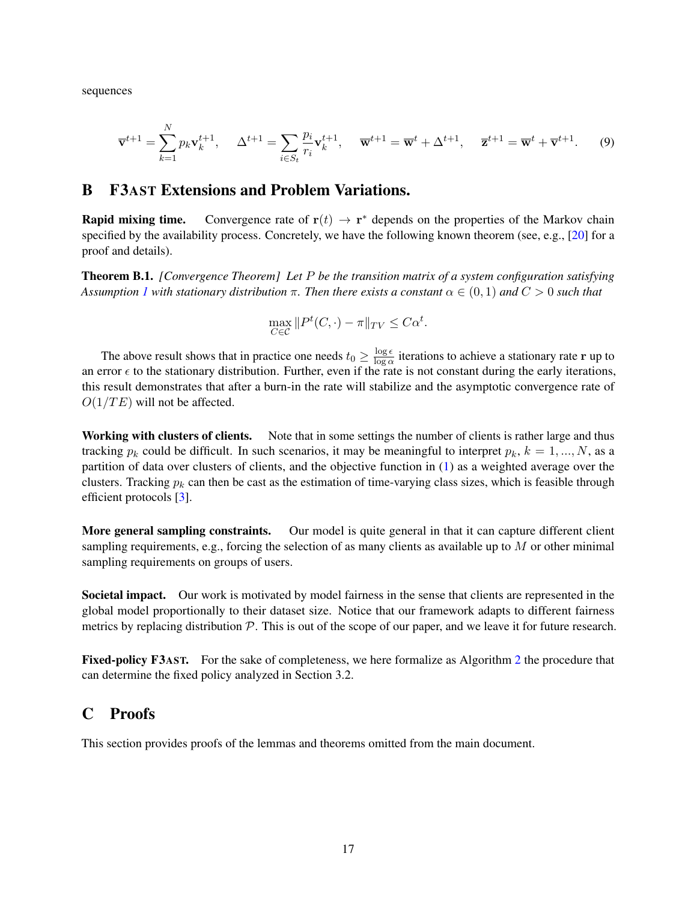sequences

$$\overline{\mathbf{v}}^{t+1} = \sum_{k=1}^{N} p_k \mathbf{v}_k^{t+1}, \quad \Delta^{t+1} = \sum_{i \in S_t} \frac{p_i}{r_i} \mathbf{v}_k^{t+1}, \quad \overline{\mathbf{w}}^{t+1} = \overline{\mathbf{w}}^t + \Delta^{t+1}, \quad \overline{\mathbf{z}}^{t+1} = \overline{\mathbf{w}}^t + \overline{\mathbf{v}}^{t+1}. \tag{9}$$

# B F3AST Extensions and Problem Variations.

**Rapid mixing time.** Convergence rate of $\mathbf{r}(t) \to \mathbf{r}^*$ depends on the properties of the Markov chain specified by the availability process. Concretely, we have the following known theorem (see, e.g., [20] for a proof and details).

**Theorem B.1.** *[Convergence Theorem] Let $P$ be the transition matrix of a system configuration satisfying Assumption 1 with stationary distribution $\pi$. Then there exists a constant $\alpha \in (0, 1)$ and $C > 0$ such that*

$$\max_{C \in \mathcal{C}} \|P^t(C, \cdot) - \pi\|_{TV} \leq C\alpha^t.$$

The above result shows that in practice one needs $t_0 \geq \frac{\log \epsilon}{\log \alpha}$ iterations to achieve a stationary rate $\mathbf{r}$ up to an error $\epsilon$ to the stationary distribution. Further, even if the rate is not constant during the early iterations, this result demonstrates that after a burn-in the rate will stabilize and the asymptotic convergence rate of $O(1/TE)$ will not be affected.

**Working with clusters of clients.** Note that in some settings the number of clients is rather large and thus tracking $p_k$ could be difficult. In such scenarios, it may be meaningful to interpret $p_k$, $k = 1, ..., N$, as a partition of data over clusters of clients, and the objective function in (1) as a weighted average over the clusters. Tracking $p_k$ can then be cast as the estimation of time-varying class sizes, which is feasible through efficient protocols [3].

**More general sampling constraints.** Our model is quite general in that it can capture different client sampling requirements, e.g., forcing the selection of as many clients as available up to $M$ or other minimal sampling requirements on groups of users.

**Societal impact.** Our work is motivated by model fairness in the sense that clients are represented in the global model proportionally to their dataset size. Notice that our framework adapts to different fairness metrics by replacing distribution $\mathcal{P}$. This is out of the scope of our paper, and we leave it for future research.

**Fixed-policy F3AST.** For the sake of completeness, we here formalize as Algorithm 2 the procedure that can determine the fixed policy analyzed in Section 3.2.

# C Proofs

This section provides proofs of the lemmas and theorems omitted from the main document.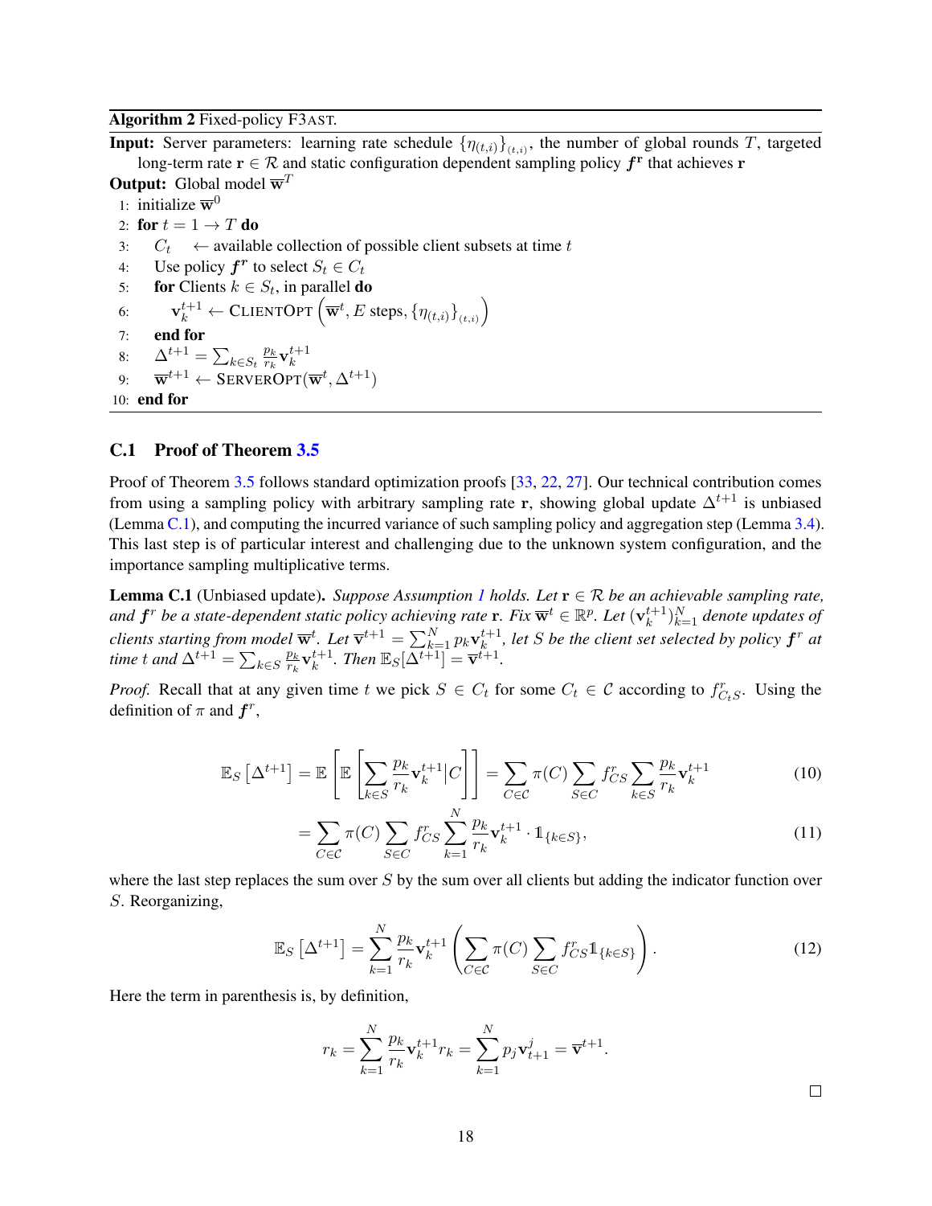**Algorithm 2** Fixed-policy F3AST.

**Input:** Server parameters: learning rate schedule $\{\eta_{(t,i)}\}_{(t,i)}$, the number of global rounds $T$, targeted long-term rate $\mathbf{r} \in \mathcal{R}$ and static configuration dependent sampling policy $\boldsymbol{f}^{\mathbf{r}}$ that achieves $\mathbf{r}$

**Output:** Global model $\overline{\mathbf{w}}^T$

1: initialize $\overline{\mathbf{w}}^0$
2: **for** $t = 1 \to T$ **do**
3: $\quad C_t \quad \leftarrow$ available collection of possible client subsets at time $t$
4: $\quad$ Use policy $\boldsymbol{f}^{\boldsymbol{r}}$ to select $S_t \in C_t$
5: $\quad$ **for** Clients $k \in S_t$, in parallel **do**
6: $\quad\quad \mathbf{v}_k^{t+1} \leftarrow \text{CLIENTOPT}\left(\overline{\mathbf{w}}^t, E \text{ steps}, \{\eta_{(t,i)}\}_{(t,i)}\right)$
7: $\quad$ **end for**
8: $\quad \Delta^{t+1} = \sum_{k \in S_t} \frac{p_k}{r_k} \mathbf{v}_k^{t+1}$
9: $\quad \overline{\mathbf{w}}^{t+1} \leftarrow \text{SERVEROPT}(\overline{\mathbf{w}}^t, \Delta^{t+1})$
10: **end for**

## C.1 Proof of Theorem 3.5

Proof of Theorem 3.5 follows standard optimization proofs [33, 22, 27]. Our technical contribution comes from using a sampling policy with arbitrary sampling rate $\mathbf{r}$, showing global update $\Delta^{t+1}$ is unbiased (Lemma C.1), and computing the incurred variance of such sampling policy and aggregation step (Lemma 3.4). This last step is of particular interest and challenging due to the unknown system configuration, and the importance sampling multiplicative terms.

**Lemma C.1** (Unbiased update). *Suppose Assumption 1 holds. Let $\mathbf{r} \in \mathcal{R}$ be an achievable sampling rate, and $\boldsymbol{f}^r$ be a state-dependent static policy achieving rate $\mathbf{r}$. Fix $\overline{\mathbf{w}}^t \in \mathbb{R}^p$. Let $(\mathbf{v}_k^{t+1})_{k=1}^N$ denote updates of clients starting from model $\overline{\mathbf{w}}^t$. Let $\overline{\mathbf{v}}^{t+1} = \sum_{k=1}^N p_k \mathbf{v}_k^{t+1}$, let $S$ be the client set selected by policy $\boldsymbol{f}^r$ at time $t$ and $\Delta^{t+1} = \sum_{k \in S} \frac{p_k}{r_k} \mathbf{v}_k^{t+1}$. Then $\mathbb{E}_S[\Delta^{t+1}] = \overline{\mathbf{v}}^{t+1}$.*

*Proof.* Recall that at any given time $t$ we pick $S \in C_t$ for some $C_t \in \mathcal{C}$ according to $f^r_{C_t S}$. Using the definition of $\pi$ and $\boldsymbol{f}^r$,

$$
\mathbb{E}_S\left[\Delta^{t+1}\right] = \mathbb{E}\left[\mathbb{E}\left[\sum_{k \in S} \frac{p_k}{r_k} \mathbf{v}_k^{t+1} \middle| C\right]\right] = \sum_{C \in \mathcal{C}} \pi(C) \sum_{S \in C} f^r_{CS} \sum_{k \in S} \frac{p_k}{r_k} \mathbf{v}_k^{t+1} \tag{10}
$$

$$
= \sum_{C \in \mathcal{C}} \pi(C) \sum_{S \in C} f^r_{CS} \sum_{k=1}^{N} \frac{p_k}{r_k} \mathbf{v}_k^{t+1} \cdot \mathbb{1}_{\{k \in S\}}, \tag{11}
$$

where the last step replaces the sum over $S$ by the sum over all clients but adding the indicator function over $S$. Reorganizing,

$$
\mathbb{E}_S\left[\Delta^{t+1}\right] = \sum_{k=1}^{N} \frac{p_k}{r_k} \mathbf{v}_k^{t+1} \left( \sum_{C \in \mathcal{C}} \pi(C) \sum_{S \in C} f^r_{CS} \mathbb{1}_{\{k \in S\}} \right). \tag{12}
$$

Here the term in parenthesis is, by definition,

$$
r_k = \sum_{k=1}^{N} \frac{p_k}{r_k} \mathbf{v}_k^{t+1} r_k = \sum_{k=1}^{N} p_j \mathbf{v}_{t+1}^{j} = \overline{\mathbf{v}}^{t+1}.
$$

$\square$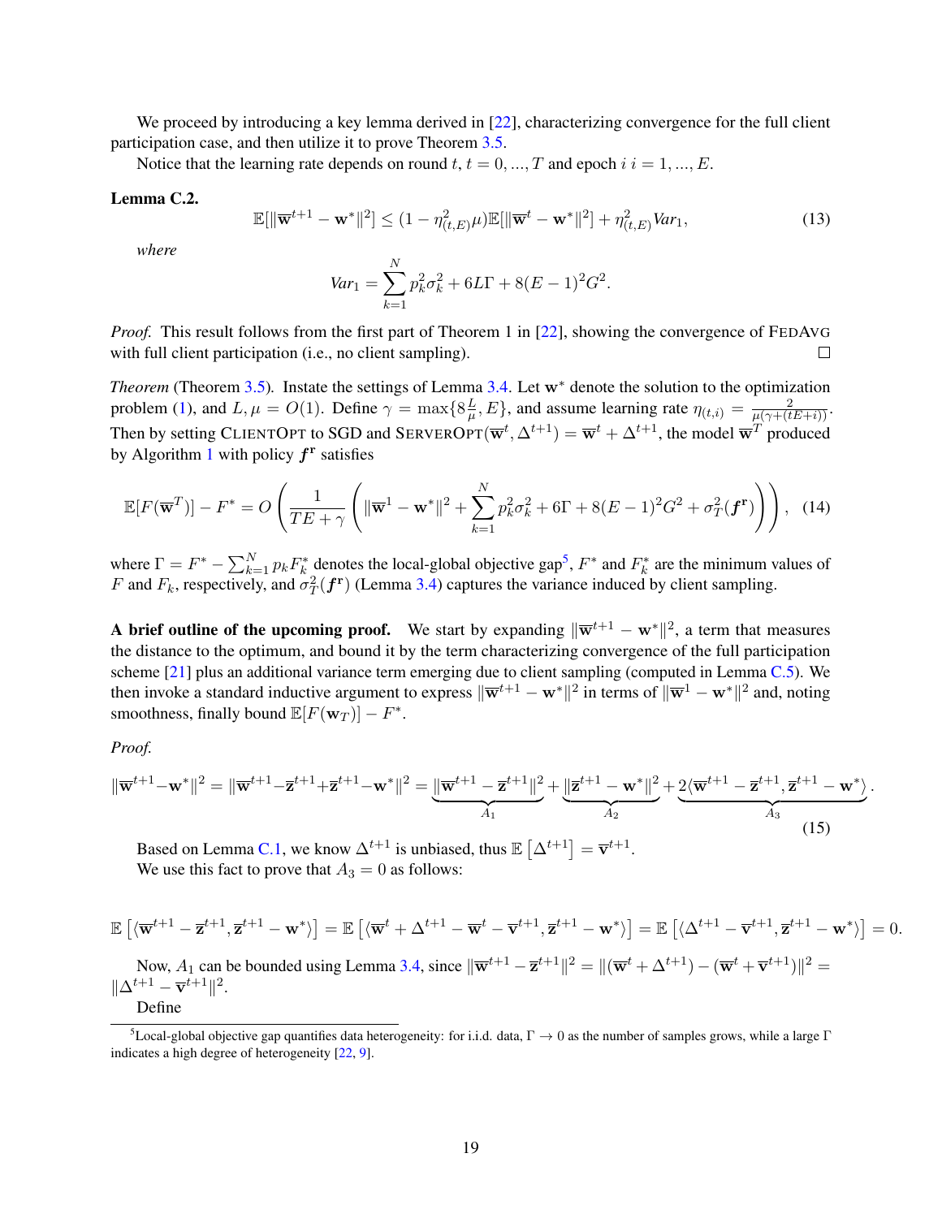We proceed by introducing a key lemma derived in [22], characterizing convergence for the full client participation case, and then utilize it to prove Theorem 3.5.

Notice that the learning rate depends on round $t$, $t = 0, ..., T$ and epoch $i$ $i = 1, ..., E$.

**Lemma C.2.**

$$\mathbb{E}[\|\overline{\mathbf{w}}^{t+1} - \mathbf{w}^*\|^2] \leq (1 - \eta_{(t,E)}^2 \mu)\mathbb{E}[\|\overline{\mathbf{w}}^t - \mathbf{w}^*\|^2] + \eta_{(t,E)}^2 Var_1, \tag{13}$$

*where*

$$Var_1 = \sum_{k=1}^{N} p_k^2 \sigma_k^2 + 6L\Gamma + 8(E-1)^2 G^2.$$

*Proof.* This result follows from the first part of Theorem 1 in [22], showing the convergence of FEDAVG with full client participation (i.e., no client sampling). ∎

*Theorem* (Theorem 3.5). Instate the settings of Lemma 3.4. Let $\mathbf{w}^*$ denote the solution to the optimization problem (1), and $L, \mu = O(1)$. Define $\gamma = \max\{8\frac{L}{\mu}, E\}$, and assume learning rate $\eta_{(t,i)} = \frac{2}{\mu(\gamma + (tE+i))}$. Then by setting CLIENTOPT to SGD and SERVEROPT$(\overline{\mathbf{w}}^t, \Delta^{t+1}) = \overline{\mathbf{w}}^t + \Delta^{t+1}$, the model $\overline{\mathbf{w}}^T$ produced by Algorithm 1 with policy $\boldsymbol{f}^{\mathbf{r}}$ satisfies

$$\mathbb{E}[F(\overline{\mathbf{w}}^T)] - F^* = O\left(\frac{1}{TE+\gamma}\left(\|\overline{\mathbf{w}}^1 - \mathbf{w}^*\|^2 + \sum_{k=1}^{N} p_k^2 \sigma_k^2 + 6\Gamma + 8(E-1)^2 G^2 + \sigma_T^2(\boldsymbol{f}^{\mathbf{r}})\right)\right), \tag{14}$$

where $\Gamma = F^* - \sum_{k=1}^{N} p_k F_k^*$ denotes the local-global objective gap[5], $F^*$ and $F_k^*$ are the minimum values of $F$ and $F_k$, respectively, and $\sigma_T^2(\boldsymbol{f}^{\mathbf{r}})$ (Lemma 3.4) captures the variance induced by client sampling.

**A brief outline of the upcoming proof.** We start by expanding $\|\overline{\mathbf{w}}^{t+1} - \mathbf{w}^*\|^2$, a term that measures the distance to the optimum, and bound it by the term characterizing convergence of the full participation scheme [21] plus an additional variance term emerging due to client sampling (computed in Lemma C.5). We then invoke a standard inductive argument to express $\|\overline{\mathbf{w}}^{t+1} - \mathbf{w}^*\|^2$ in terms of $\|\overline{\mathbf{w}}^1 - \mathbf{w}^*\|^2$ and, noting smoothness, finally bound $\mathbb{E}[F(\mathbf{w}_T)] - F^*$.

*Proof.*

$$\|\overline{\mathbf{w}}^{t+1} - \mathbf{w}^*\|^2 = \|\overline{\mathbf{w}}^{t+1} - \overline{\mathbf{z}}^{t+1} + \overline{\mathbf{z}}^{t+1} - \mathbf{w}^*\|^2 = \underbrace{\|\overline{\mathbf{w}}^{t+1} - \overline{\mathbf{z}}^{t+1}\|^2}_{A_1} + \underbrace{\|\overline{\mathbf{z}}^{t+1} - \mathbf{w}^*\|^2}_{A_2} + \underbrace{2\langle \overline{\mathbf{w}}^{t+1} - \overline{\mathbf{z}}^{t+1}, \overline{\mathbf{z}}^{t+1} - \mathbf{w}^* \rangle}_{A_3}. \tag{15}$$

Based on Lemma C.1, we know $\Delta^{t+1}$ is unbiased, thus $\mathbb{E}\left[\Delta^{t+1}\right] = \overline{\mathbf{v}}^{t+1}$.

We use this fact to prove that $A_3 = 0$ as follows:

$$\mathbb{E}\left[\langle \overline{\mathbf{w}}^{t+1} - \overline{\mathbf{z}}^{t+1}, \overline{\mathbf{z}}^{t+1} - \mathbf{w}^* \rangle\right] = \mathbb{E}\left[\langle \overline{\mathbf{w}}^t + \Delta^{t+1} - \overline{\mathbf{w}}^t - \overline{\mathbf{v}}^{t+1}, \overline{\mathbf{z}}^{t+1} - \mathbf{w}^* \rangle\right] = \mathbb{E}\left[\langle \Delta^{t+1} - \overline{\mathbf{v}}^{t+1}, \overline{\mathbf{z}}^{t+1} - \mathbf{w}^* \rangle\right] = 0.$$

Now, $A_1$ can be bounded using Lemma 3.4, since $\|\overline{\mathbf{w}}^{t+1} - \overline{\mathbf{z}}^{t+1}\|^2 = \|(\overline{\mathbf{w}}^t + \Delta^{t+1}) - (\overline{\mathbf{w}}^t + \overline{\mathbf{v}}^{t+1})\|^2 = \|\Delta^{t+1} - \overline{\mathbf{v}}^{t+1}\|^2$.

Define

[5] Local-global objective gap quantifies data heterogeneity: for i.i.d. data, $\Gamma \to 0$ as the number of samples grows, while a large $\Gamma$ indicates a high degree of heterogeneity [22, 9].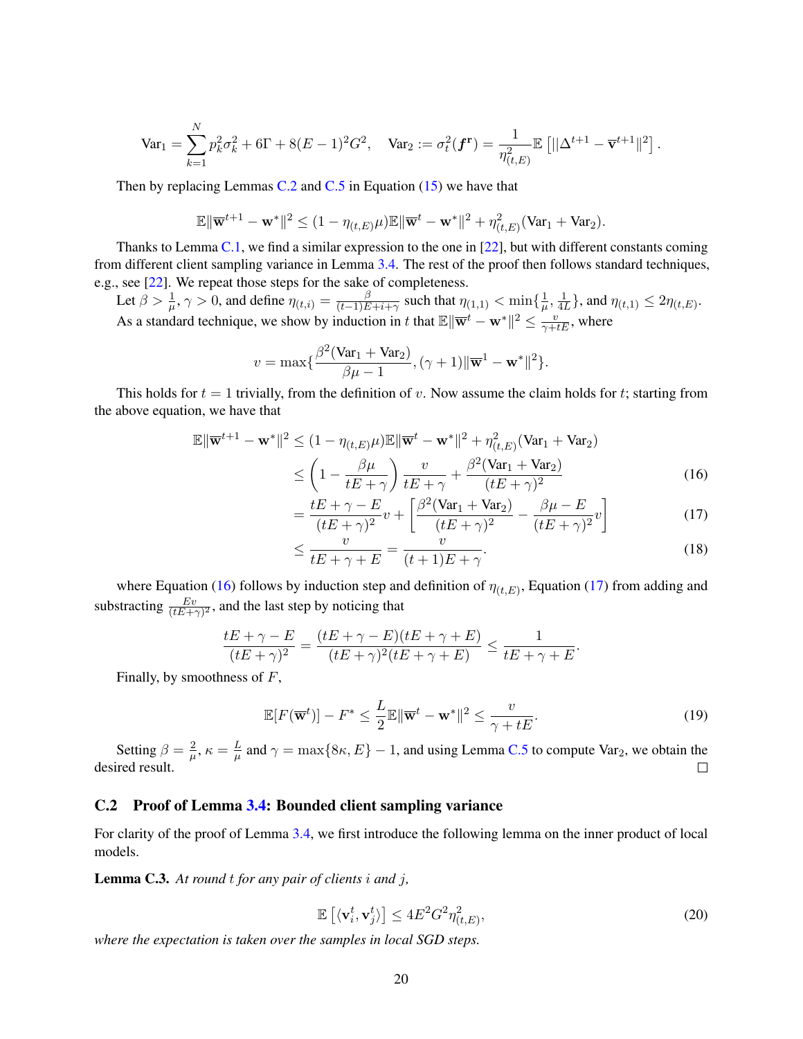$$\text{Var}_1 = \sum_{k=1}^{N} p_k^2 \sigma_k^2 + 6\Gamma + 8(E-1)^2 G^2, \quad \text{Var}_2 := \sigma_t^2(\boldsymbol{f}^{\mathbf{r}}) = \frac{1}{\eta_{(t,E)}^2} \mathbb{E}\left[ ||\Delta^{t+1} - \overline{\mathbf{v}}^{t+1}\|^2 \right].$$

Then by replacing Lemmas C.2 and C.5 in Equation (15) we have that

$$\mathbb{E}\|\overline{\mathbf{w}}^{t+1} - \mathbf{w}^*\|^2 \leq (1 - \eta_{(t,E)}\mu)\mathbb{E}\|\overline{\mathbf{w}}^t - \mathbf{w}^*\|^2 + \eta_{(t,E)}^2(\text{Var}_1 + \text{Var}_2).$$

Thanks to Lemma C.1, we find a similar expression to the one in [22], but with different constants coming from different client sampling variance in Lemma 3.4. The rest of the proof then follows standard techniques, e.g., see [22]. We repeat those steps for the sake of completeness.

Let $\beta > \frac{1}{\mu}$, $\gamma > 0$, and define $\eta_{(t,i)} = \frac{\beta}{(t-1)E+i+\gamma}$ such that $\eta_{(1,1)} < \min\{\frac{1}{\mu}, \frac{1}{4L}\}$, and $\eta_{(t,1)} \leq 2\eta_{(t,E)}$. As a standard technique, we show by induction in $t$ that $\mathbb{E}\|\overline{\mathbf{w}}^t - \mathbf{w}^*\|^2 \leq \frac{v}{\gamma+tE}$, where

$$v = \max\{\frac{\beta^2(\text{Var}_1 + \text{Var}_2)}{\beta\mu - 1}, (\gamma+1)\|\overline{\mathbf{w}}^1 - \mathbf{w}^*\|^2\}.$$

This holds for $t = 1$ trivially, from the definition of $v$. Now assume the claim holds for $t$; starting from the above equation, we have that

$$\begin{aligned}
\mathbb{E}\|\overline{\mathbf{w}}^{t+1} - \mathbf{w}^*\|^2 &\leq (1 - \eta_{(t,E)}\mu)\mathbb{E}\|\overline{\mathbf{w}}^t - \mathbf{w}^*\|^2 + \eta_{(t,E)}^2(\text{Var}_1 + \text{Var}_2) \\
&\leq \left(1 - \frac{\beta\mu}{tE+\gamma}\right)\frac{v}{tE+\gamma} + \frac{\beta^2(\text{Var}_1 + \text{Var}_2)}{(tE+\gamma)^2} \qquad (16)\\
&= \frac{tE+\gamma-E}{(tE+\gamma)^2}v + \left[\frac{\beta^2(\text{Var}_1 + \text{Var}_2)}{(tE+\gamma)^2} - \frac{\beta\mu - E}{(tE+\gamma)^2}v\right] \qquad (17)\\
&\leq \frac{v}{tE+\gamma+E} = \frac{v}{(t+1)E+\gamma}. \qquad (18)
\end{aligned}$$

where Equation (16) follows by induction step and definition of $\eta_{(t,E)}$, Equation (17) from adding and substracting $\frac{Ev}{(tE+\gamma)^2}$, and the last step by noticing that

$$\frac{tE+\gamma-E}{(tE+\gamma)^2} = \frac{(tE+\gamma-E)(tE+\gamma+E)}{(tE+\gamma)^2(tE+\gamma+E)} \leq \frac{1}{tE+\gamma+E}.$$

Finally, by smoothness of $F$,

$$\mathbb{E}[F(\overline{\mathbf{w}}^t)] - F^* \leq \frac{L}{2}\mathbb{E}\|\overline{\mathbf{w}}^t - \mathbf{w}^*\|^2 \leq \frac{v}{\gamma+tE}. \qquad (19)$$

Setting $\beta = \frac{2}{\mu}$, $\kappa = \frac{L}{\mu}$ and $\gamma = \max\{8\kappa, E\} - 1$, and using Lemma C.5 to compute $\text{Var}_2$, we obtain the desired result. □

### C.2 Proof of Lemma 3.4: Bounded client sampling variance

For clarity of the proof of Lemma 3.4, we first introduce the following lemma on the inner product of local models.

**Lemma C.3.** *At round $t$ for any pair of clients $i$ and $j$,*

$$\mathbb{E}\left[\langle \mathbf{v}_i^t, \mathbf{v}_j^t \rangle\right] \leq 4E^2G^2\eta_{(t,E)}^2, \qquad (20)$$

*where the expectation is taken over the samples in local SGD steps.*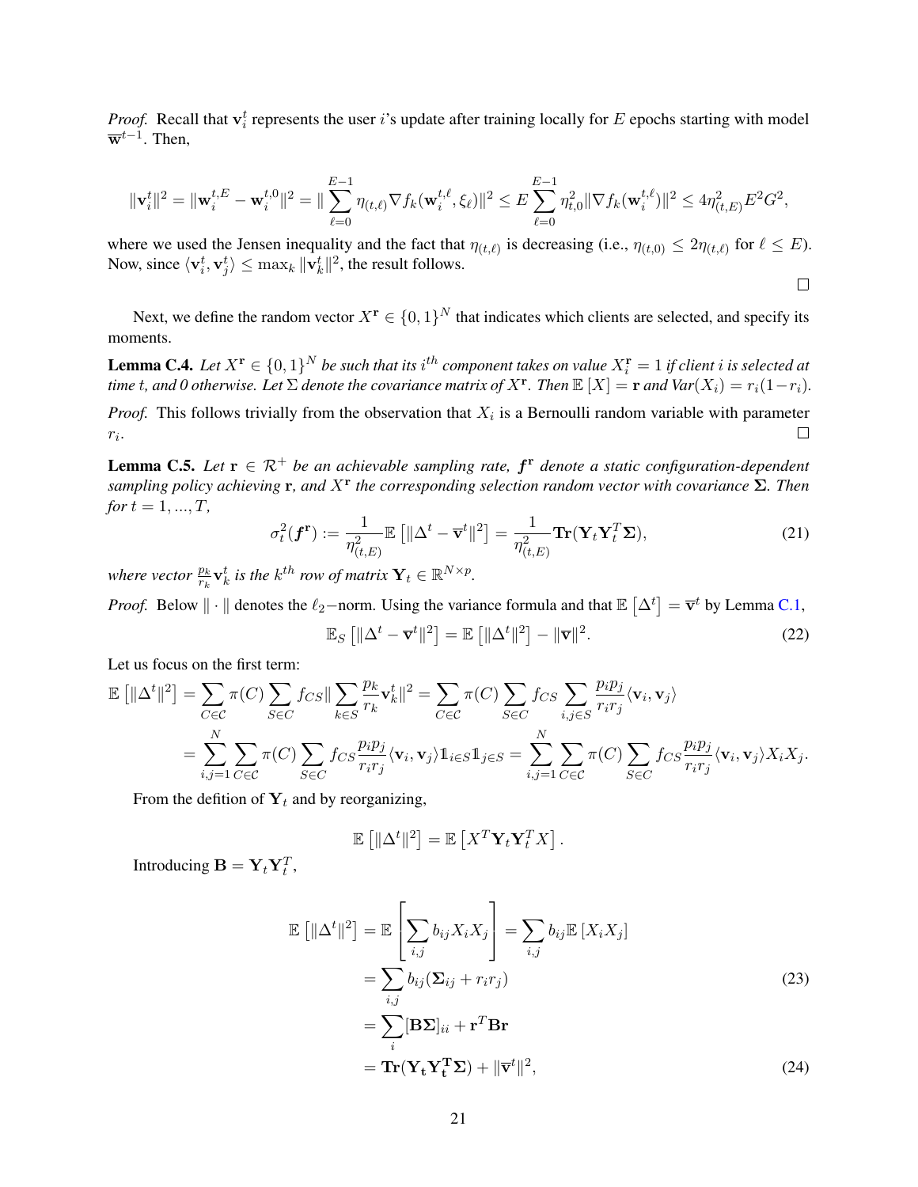*Proof.* Recall that $\mathbf{v}_i^t$ represents the user $i$'s update after training locally for $E$ epochs starting with model $\overline{\mathbf{w}}^{t-1}$. Then,

$$\|\mathbf{v}_i^t\|^2 = \|\mathbf{w}_i^{t,E} - \mathbf{w}_i^{t,0}\|^2 = \|\sum_{\ell=0}^{E-1} \eta_{(t,\ell)} \nabla f_k(\mathbf{w}_i^{t,\ell}, \xi_\ell)\|^2 \leq E \sum_{\ell=0}^{E-1} \eta_{t,0}^2 \|\nabla f_k(\mathbf{w}_i^{t,\ell})\|^2 \leq 4\eta_{(t,E)}^2 E^2 G^2,$$

where we used the Jensen inequality and the fact that $\eta_{(t,\ell)}$ is decreasing (i.e., $\eta_{(t,0)} \leq 2\eta_{(t,\ell)}$ for $\ell \leq E$). Now, since $\langle \mathbf{v}_i^t, \mathbf{v}_j^t \rangle \leq \max_k \|\mathbf{v}_k^t\|^2$, the result follows. □

Next, we define the random vector $X^{\mathbf{r}} \in \{0,1\}^N$ that indicates which clients are selected, and specify its moments.

**Lemma C.4.** *Let $X^{\mathbf{r}} \in \{0,1\}^N$ be such that its $i^{th}$ component takes on value $X_i^{\mathbf{r}} = 1$ if client $i$ is selected at time $t$, and 0 otherwise. Let $\Sigma$ denote the covariance matrix of $X^{\mathbf{r}}$. Then $\mathbb{E}[X] = \mathbf{r}$ and $Var(X_i) = r_i(1-r_i)$.*

*Proof.* This follows trivially from the observation that $X_i$ is a Bernoulli random variable with parameter $r_i$. □

**Lemma C.5.** *Let $\mathbf{r} \in \mathcal{R}^+$ be an achievable sampling rate, $\boldsymbol{f}^{\mathbf{r}}$ denote a static configuration-dependent sampling policy achieving $\mathbf{r}$, and $X^{\mathbf{r}}$ the corresponding selection random vector with covariance $\boldsymbol{\Sigma}$. Then for $t = 1, ..., T$,*

$$\sigma_t^2(\boldsymbol{f}^{\mathbf{r}}) := \frac{1}{\eta_{(t,E)}^2} \mathbb{E}\left[\|\Delta^t - \overline{\mathbf{v}}^t\|^2\right] = \frac{1}{\eta_{(t,E)}^2} \mathbf{Tr}(\mathbf{Y}_t \mathbf{Y}_t^T \boldsymbol{\Sigma}), \tag{21}$$

*where vector $\frac{p_k}{r_k}\mathbf{v}_k^t$ is the $k^{th}$ row of matrix $\mathbf{Y}_t \in \mathbb{R}^{N \times p}$.*

*Proof.* Below $\|\cdot\|$ denotes the $\ell_2-$norm. Using the variance formula and that $\mathbb{E}\left[\Delta^t\right] = \overline{\mathbf{v}}^t$ by Lemma C.1,

$$\mathbb{E}_S\left[\|\Delta^t - \overline{\mathbf{v}}^t\|^2\right] = \mathbb{E}\left[\|\Delta^t\|^2\right] - \|\overline{\mathbf{v}}\|^2. \tag{22}$$

Let us focus on the first term:

$$\begin{aligned}
\mathbb{E}\left[\|\Delta^t\|^2\right] &= \sum_{C \in \mathcal{C}} \pi(C) \sum_{S \in C} f_{CS} \|\sum_{k \in S} \frac{p_k}{r_k} \mathbf{v}_k^t\|^2 = \sum_{C \in \mathcal{C}} \pi(C) \sum_{S \in C} f_{CS} \sum_{i,j \in S} \frac{p_i p_j}{r_i r_j} \langle \mathbf{v}_i, \mathbf{v}_j \rangle \\
&= \sum_{i,j=1}^{N} \sum_{C \in \mathcal{C}} \pi(C) \sum_{S \in C} f_{CS} \frac{p_i p_j}{r_i r_j} \langle \mathbf{v}_i, \mathbf{v}_j \rangle \mathbb{1}_{i \in S} \mathbb{1}_{j \in S} = \sum_{i,j=1}^{N} \sum_{C \in \mathcal{C}} \pi(C) \sum_{S \in C} f_{CS} \frac{p_i p_j}{r_i r_j} \langle \mathbf{v}_i, \mathbf{v}_j \rangle X_i X_j.
\end{aligned}$$

From the defition of $\mathbf{Y}_t$ and by reorganizing,

$$\mathbb{E}\left[\|\Delta^t\|^2\right] = \mathbb{E}\left[X^T \mathbf{Y}_t \mathbf{Y}_t^T X\right].$$

Introducing $\mathbf{B} = \mathbf{Y}_t \mathbf{Y}_t^T$,

$$\begin{aligned}
\mathbb{E}\left[\|\Delta^t\|^2\right] &= \mathbb{E}\left[\sum_{i,j} b_{ij} X_i X_j\right] = \sum_{i,j} b_{ij} \mathbb{E}\left[X_i X_j\right] \\
&= \sum_{i,j} b_{ij} (\boldsymbol{\Sigma}_{ij} + r_i r_j) \qquad (23) \\
&= \sum_i [\mathbf{B}\boldsymbol{\Sigma}]_{ii} + \mathbf{r}^T \mathbf{B} \mathbf{r} \\
&= \mathbf{Tr}(\mathbf{Y_t} \mathbf{Y_t^T} \boldsymbol{\Sigma}) + \|\overline{\mathbf{v}}^t\|^2, \qquad (24)
\end{aligned}$$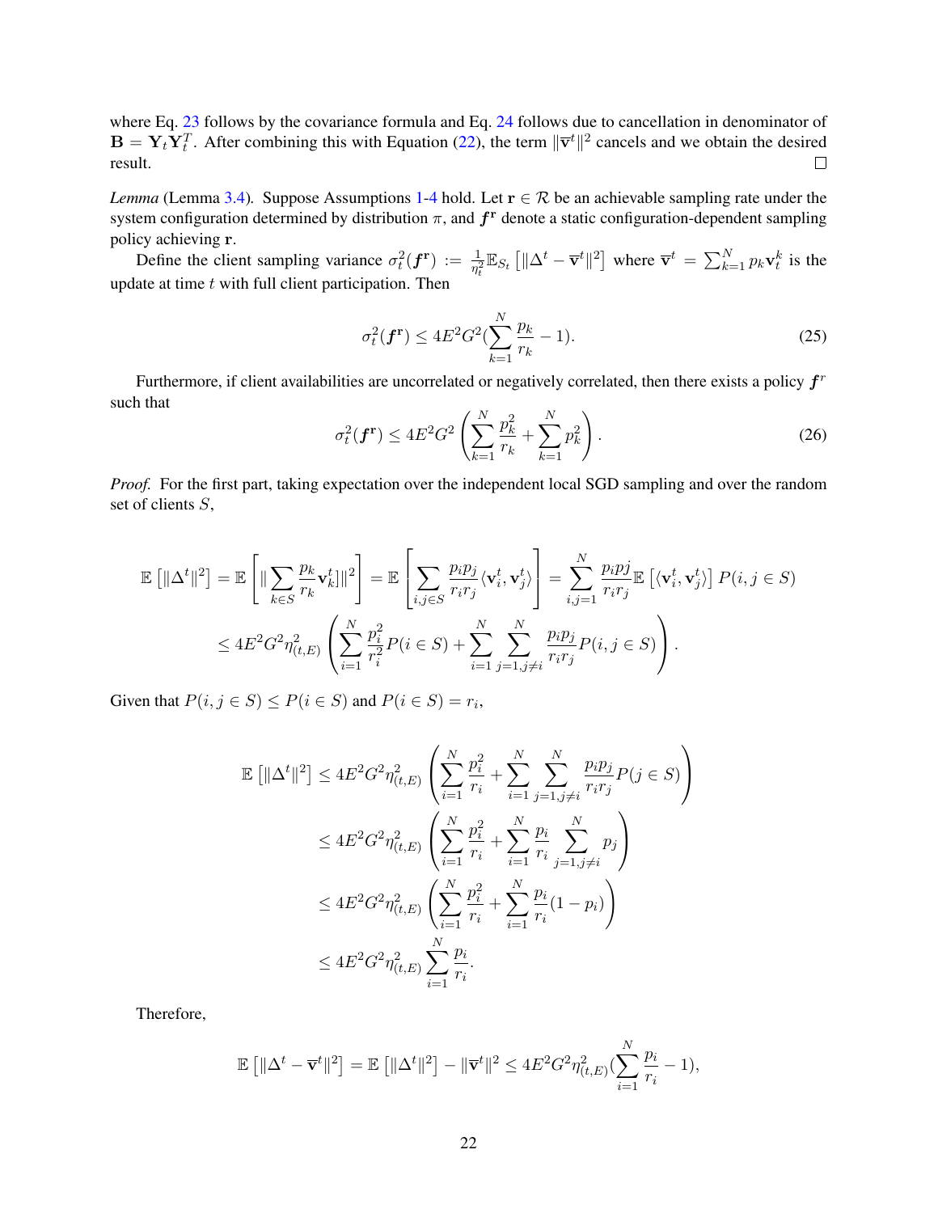where Eq. 23 follows by the covariance formula and Eq. 24 follows due to cancellation in denominator of $\mathbf{B} = \mathbf{Y}_t \mathbf{Y}_t^T$. After combining this with Equation (22), the term $\|\overline{\mathbf{v}}^t\|^2$ cancels and we obtain the desired result. □

*Lemma* (Lemma 3.4). Suppose Assumptions 1-4 hold. Let $\mathbf{r} \in \mathcal{R}$ be an achievable sampling rate under the system configuration determined by distribution $\pi$, and $\boldsymbol{f}^{\mathbf{r}}$ denote a static configuration-dependent sampling policy achieving $\mathbf{r}$.

Define the client sampling variance $\sigma_t^2(\boldsymbol{f}^{\mathbf{r}}) := \frac{1}{\eta_t^2}\mathbb{E}_{S_t}\left[\|\Delta^t - \overline{\mathbf{v}}^t\|^2\right]$ where $\overline{\mathbf{v}}^t = \sum_{k=1}^N p_k \mathbf{v}_t^k$ is the update at time $t$ with full client participation. Then

$$\sigma_t^2(\boldsymbol{f}^{\mathbf{r}}) \leq 4E^2G^2(\sum_{k=1}^N \frac{p_k}{r_k} - 1). \tag{25}$$

Furthermore, if client availabilities are uncorrelated or negatively correlated, then there exists a policy $\boldsymbol{f}^r$ such that

$$\sigma_t^2(\boldsymbol{f}^{\mathbf{r}}) \leq 4E^2G^2\left(\sum_{k=1}^N \frac{p_k^2}{r_k} + \sum_{k=1}^N p_k^2\right). \tag{26}$$

*Proof.* For the first part, taking expectation over the independent local SGD sampling and over the random set of clients $S$,

$$\mathbb{E}\left[\|\Delta^t\|^2\right] = \mathbb{E}\left[\|\sum_{k\in S}\frac{p_k}{r_k}\mathbf{v}_k^t]\|^2\right] = \mathbb{E}\left[\sum_{i,j\in S}\frac{p_i p_j}{r_i r_j}\langle \mathbf{v}_i^t, \mathbf{v}_j^t\rangle\right] = \sum_{i,j=1}^N \frac{p_i pj}{r_i r_j}\mathbb{E}\left[\langle \mathbf{v}_i^t, \mathbf{v}_j^t\rangle\right] P(i,j\in S)$$
$$\leq 4E^2G^2\eta_{(t,E)}^2\left(\sum_{i=1}^N \frac{p_i^2}{r_i^2}P(i\in S) + \sum_{i=1}^N\sum_{j=1,j\neq i}^N \frac{p_i p_j}{r_i r_j}P(i,j\in S)\right).$$

Given that $P(i,j\in S) \leq P(i\in S)$ and $P(i\in S) = r_i$,

$$\mathbb{E}\left[\|\Delta^t\|^2\right] \leq 4E^2G^2\eta_{(t,E)}^2\left(\sum_{i=1}^N \frac{p_i^2}{r_i} + \sum_{i=1}^N\sum_{j=1,j\neq i}^N \frac{p_i p_j}{r_i r_j}P(j\in S)\right)$$
$$\leq 4E^2G^2\eta_{(t,E)}^2\left(\sum_{i=1}^N \frac{p_i^2}{r_i} + \sum_{i=1}^N \frac{p_i}{r_i}\sum_{j=1,j\neq i}^N p_j\right)$$
$$\leq 4E^2G^2\eta_{(t,E)}^2\left(\sum_{i=1}^N \frac{p_i^2}{r_i} + \sum_{i=1}^N \frac{p_i}{r_i}(1-p_i)\right)$$
$$\leq 4E^2G^2\eta_{(t,E)}^2\sum_{i=1}^N \frac{p_i}{r_i}.$$

Therefore,

$$\mathbb{E}\left[\|\Delta^t - \overline{\mathbf{v}}^t\|^2\right] = \mathbb{E}\left[\|\Delta^t\|^2\right] - \|\overline{\mathbf{v}}^t\|^2 \leq 4E^2G^2\eta_{(t,E)}^2(\sum_{i=1}^N \frac{p_i}{r_i} - 1),$$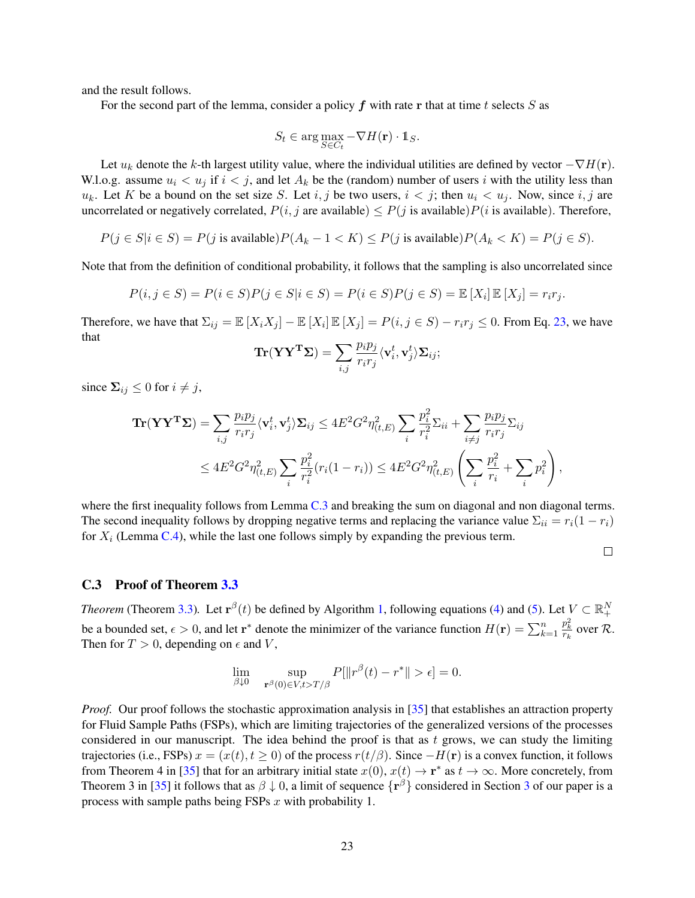and the result follows.

For the second part of the lemma, consider a policy $\boldsymbol{f}$ with rate $\mathbf{r}$ that at time $t$ selects $S$ as

$$S_t \in \arg\max_{S \in C_t} -\nabla H(\mathbf{r}) \cdot \mathbb{1}_S.$$

Let $u_k$ denote the $k$-th largest utility value, where the individual utilities are defined by vector $-\nabla H(\mathbf{r})$. W.l.o.g. assume $u_i < u_j$ if $i < j$, and let $A_k$ be the (random) number of users $i$ with the utility less than $u_k$. Let $K$ be a bound on the set size $S$. Let $i, j$ be two users, $i < j$; then $u_i < u_j$. Now, since $i, j$ are uncorrelated or negatively correlated, $P(i, j \text{ are available}) \leq P(j \text{ is available})P(i \text{ is available})$. Therefore,

$$P(j \in S | i \in S) = P(j \text{ is available})P(A_k - 1 < K) \leq P(j \text{ is available})P(A_k < K) = P(j \in S).$$

Note that from the definition of conditional probability, it follows that the sampling is also uncorrelated since

$$P(i, j \in S) = P(i \in S)P(j \in S | i \in S) = P(i \in S)P(j \in S) = \mathbb{E}\left[X_i\right]\mathbb{E}\left[X_j\right] = r_i r_j.$$

Therefore, we have that $\Sigma_{ij} = \mathbb{E}\left[X_i X_j\right] - \mathbb{E}\left[X_i\right]\mathbb{E}\left[X_j\right] = P(i, j \in S) - r_i r_j \leq 0$. From Eq. 23, we have that

$$\mathbf{Tr}(\mathbf{Y}\mathbf{Y}^{\mathbf{T}}\boldsymbol{\Sigma}) = \sum_{i,j} \frac{p_i p_j}{r_i r_j} \langle \mathbf{v}_i^t, \mathbf{v}_j^t \rangle \boldsymbol{\Sigma}_{ij};$$

since $\boldsymbol{\Sigma}_{ij} \leq 0$ for $i \neq j$,

$$\begin{aligned}
\mathbf{Tr}(\mathbf{Y}\mathbf{Y}^{\mathbf{T}}\boldsymbol{\Sigma}) &= \sum_{i,j} \frac{p_i p_j}{r_i r_j} \langle \mathbf{v}_i^t, \mathbf{v}_j^t \rangle \boldsymbol{\Sigma}_{ij} \leq 4E^2 G^2 \eta_{(t,E)}^2 \sum_i \frac{p_i^2}{r_i^2} \Sigma_{ii} + \sum_{i \neq j} \frac{p_i p_j}{r_i r_j} \Sigma_{ij} \\
&\leq 4E^2 G^2 \eta_{(t,E)}^2 \sum_i \frac{p_i^2}{r_i^2} (r_i(1 - r_i)) \leq 4E^2 G^2 \eta_{(t,E)}^2 \left( \sum_i \frac{p_i^2}{r_i} + \sum_i p_i^2 \right),
\end{aligned}$$

where the first inequality follows from Lemma C.3 and breaking the sum on diagonal and non diagonal terms. The second inequality follows by dropping negative terms and replacing the variance value $\Sigma_{ii} = r_i(1 - r_i)$ for $X_i$ (Lemma C.4), while the last one follows simply by expanding the previous term.

□

### C.3 Proof of Theorem 3.3

*Theorem* (Theorem 3.3). Let $\mathbf{r}^\beta(t)$ be defined by Algorithm 1, following equations (4) and (5). Let $V \subset \mathbb{R}_+^N$ be a bounded set, $\epsilon > 0$, and let $\mathbf{r}^*$ denote the minimizer of the variance function $H(\mathbf{r}) = \sum_{k=1}^n \frac{p_k^2}{r_k}$ over $\mathcal{R}$. Then for $T > 0$, depending on $\epsilon$ and $V$,

$$\lim_{\beta \downarrow 0} \sup_{\mathbf{r}^\beta(0) \in V, t > T/\beta} P[\|r^\beta(t) - r^*\| > \epsilon] = 0.$$

*Proof.* Our proof follows the stochastic approximation analysis in [35] that establishes an attraction property for Fluid Sample Paths (FSPs), which are limiting trajectories of the generalized versions of the processes considered in our manuscript. The idea behind the proof is that as $t$ grows, we can study the limiting trajectories (i.e., FSPs) $x = (x(t), t \geq 0)$ of the process $r(t/\beta)$. Since $-H(\mathbf{r})$ is a convex function, it follows from Theorem 4 in [35] that for an arbitrary initial state $x(0)$, $x(t) \to \mathbf{r}^*$ as $t \to \infty$. More concretely, from Theorem 3 in [35] it follows that as $\beta \downarrow 0$, a limit of sequence $\{\mathbf{r}^\beta\}$ considered in Section 3 of our paper is a process with sample paths being FSPs $x$ with probability 1.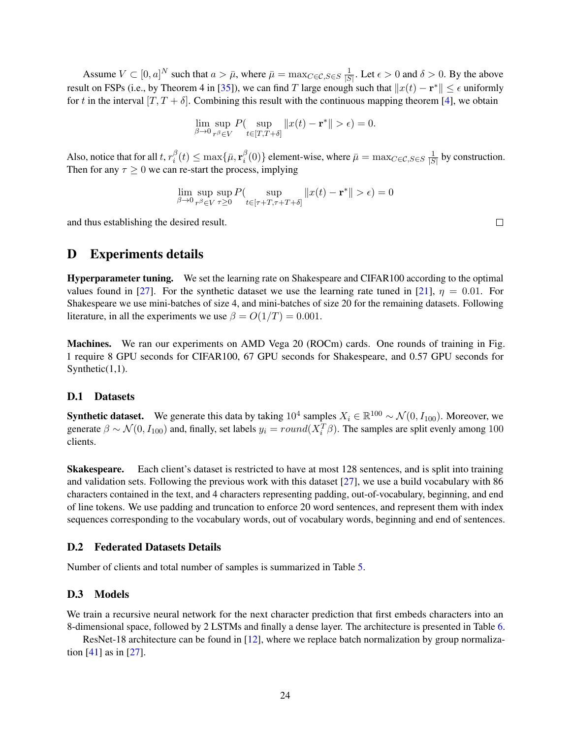Assume $V \subset [0, a]^N$ such that $a > \bar{\mu}$, where $\bar{\mu} = \max_{C \in \mathcal{C}, S \in S} \frac{1}{|S|}$. Let $\epsilon > 0$ and $\delta > 0$. By the above result on FSPs (i.e., by Theorem 4 in [35]), we can find $T$ large enough such that $\|x(t) - \mathbf{r}^*\| \leq \epsilon$ uniformly for $t$ in the interval $[T, T + \delta]$. Combining this result with the continuous mapping theorem [4], we obtain

$$\lim_{\beta \to 0} \sup_{r^\beta \in V} P( \sup_{t \in [T, T+\delta]} \|x(t) - \mathbf{r}^*\| > \epsilon) = 0.$$

Also, notice that for all $t$, $r_i^\beta(t) \leq \max\{\bar{\mu}, \mathbf{r}_i^\beta(0)\}$ element-wise, where $\bar{\mu} = \max_{C \in \mathcal{C}, S \in S} \frac{1}{|S|}$ by construction. Then for any $\tau \geq 0$ we can re-start the process, implying

$$\lim_{\beta \to 0} \sup_{r^\beta \in V} \sup_{\tau \geq 0} P( \sup_{t \in [\tau + T, \tau + T + \delta]} \|x(t) - \mathbf{r}^*\| > \epsilon) = 0$$

and thus establishing the desired result. □

# D Experiments details

**Hyperparameter tuning.** We set the learning rate on Shakespeare and CIFAR100 according to the optimal values found in [27]. For the synthetic dataset we use the learning rate tuned in [21], $\eta = 0.01$. For Shakespeare we use mini-batches of size 4, and mini-batches of size 20 for the remaining datasets. Following literature, in all the experiments we use $\beta = O(1/T) = 0.001$.

**Machines.** We ran our experiments on AMD Vega 20 (ROCm) cards. One rounds of training in Fig. 1 require 8 GPU seconds for CIFAR100, 67 GPU seconds for Shakespeare, and 0.57 GPU seconds for Synthetic(1,1).

## D.1 Datasets

**Synthetic dataset.** We generate this data by taking $10^4$ samples $X_i \in \mathbb{R}^{100} \sim \mathcal{N}(0, I_{100})$. Moreover, we generate $\beta \sim \mathcal{N}(0, I_{100})$ and, finally, set labels $y_i = round(X_i^T \beta)$. The samples are split evenly among 100 clients.

**Skakespeare.** Each client's dataset is restricted to have at most 128 sentences, and is split into training and validation sets. Following the previous work with this dataset [27], we use a build vocabulary with 86 characters contained in the text, and 4 characters representing padding, out-of-vocabulary, beginning, and end of line tokens. We use padding and truncation to enforce 20 word sentences, and represent them with index sequences corresponding to the vocabulary words, out of vocabulary words, beginning and end of sentences.

## D.2 Federated Datasets Details

Number of clients and total number of samples is summarized in Table 5.

## D.3 Models

We train a recursive neural network for the next character prediction that first embeds characters into an 8-dimensional space, followed by 2 LSTMs and finally a dense layer. The architecture is presented in Table 6.

ResNet-18 architecture can be found in [12], where we replace batch normalization by group normalization [41] as in [27].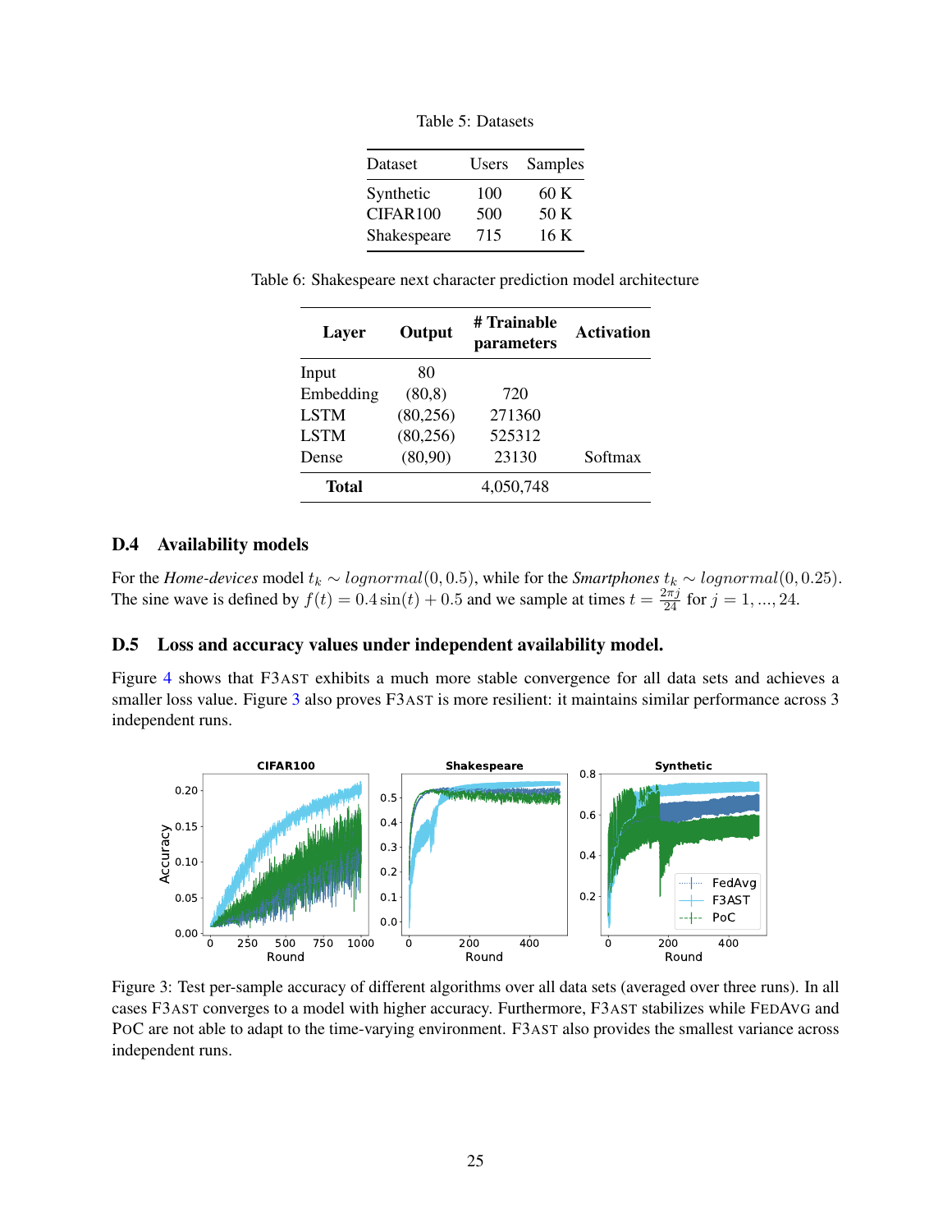Table 5: Datasets

| Dataset | Users | Samples |
|---|---|---|
| Synthetic | 100 | 60 K |
| CIFAR100 | 500 | 50 K |
| Shakespeare | 715 | 16 K |

Table 6: Shakespeare next character prediction model architecture

| **Layer** | **Output** | **# Trainable parameters** | **Activation** |
|---|---|---|---|
| Input | 80 | | |
| Embedding | (80,8) | 720 | |
| LSTM | (80,256) | 271360 | |
| LSTM | (80,256) | 525312 | |
| Dense | (80,90) | 23130 | Softmax |
| **Total** | | 4,050,748 | |

## D.4 Availability models

For the *Home-devices* model $t_k \sim lognormal(0, 0.5)$, while for the *Smartphones* $t_k \sim lognormal(0, 0.25)$. The sine wave is defined by $f(t) = 0.4\sin(t) + 0.5$ and we sample at times $t = \frac{2\pi j}{24}$ for $j = 1, ..., 24$.

## D.5 Loss and accuracy values under independent availability model.

Figure 4 shows that F3AST exhibits a much more stable convergence for all data sets and achieves a smaller loss value. Figure 3 also proves F3AST is more resilient: it maintains similar performance across 3 independent runs.

Figure 3: Test per-sample accuracy of different algorithms over all data sets (averaged over three runs). In all cases F3AST converges to a model with higher accuracy. Furthermore, F3AST stabilizes while FEDAVG and POC are not able to adapt to the time-varying environment. F3AST also provides the smallest variance across independent runs.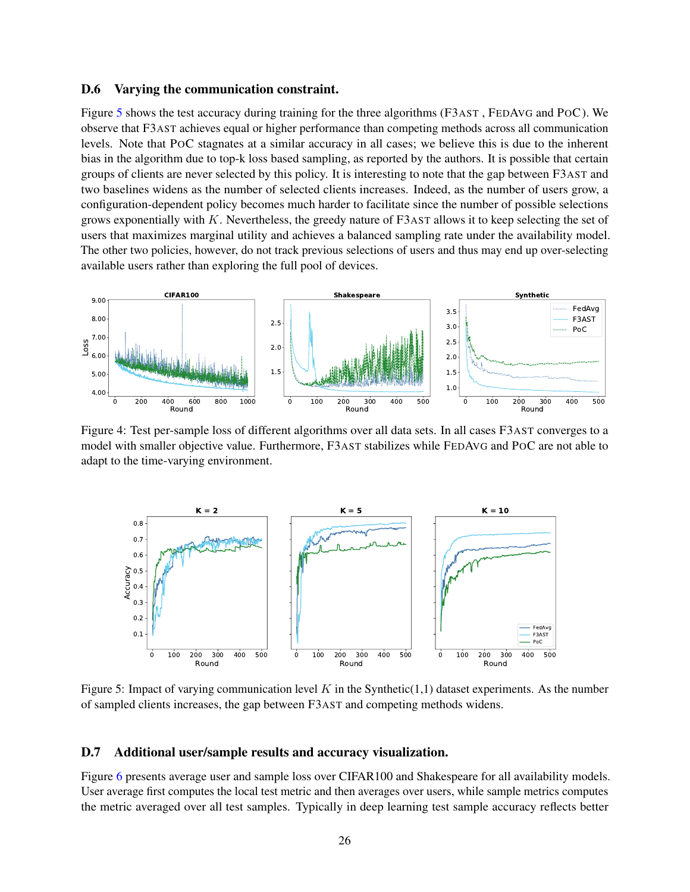### D.6 Varying the communication constraint.

Figure 5 shows the test accuracy during training for the three algorithms (F3AST , FEDAVG and POC). We observe that F3AST achieves equal or higher performance than competing methods across all communication levels. Note that POC stagnates at a similar accuracy in all cases; we believe this is due to the inherent bias in the algorithm due to top-k loss based sampling, as reported by the authors. It is possible that certain groups of clients are never selected by this policy. It is interesting to note that the gap between F3AST and two baselines widens as the number of selected clients increases. Indeed, as the number of users grow, a configuration-dependent policy becomes much harder to facilitate since the number of possible selections grows exponentially with $K$. Nevertheless, the greedy nature of F3AST allows it to keep selecting the set of users that maximizes marginal utility and achieves a balanced sampling rate under the availability model. The other two policies, however, do not track previous selections of users and thus may end up over-selecting available users rather than exploring the full pool of devices.

Figure 4: Test per-sample loss of different algorithms over all data sets. In all cases F3AST converges to a model with smaller objective value. Furthermore, F3AST stabilizes while FEDAVG and POC are not able to adapt to the time-varying environment.

Figure 5: Impact of varying communication level $K$ in the Synthetic(1,1) dataset experiments. As the number of sampled clients increases, the gap between F3AST and competing methods widens.

### D.7 Additional user/sample results and accuracy visualization.

Figure 6 presents average user and sample loss over CIFAR100 and Shakespeare for all availability models. User average first computes the local test metric and then averages over users, while sample metrics computes the metric averaged over all test samples. Typically in deep learning test sample accuracy reflects better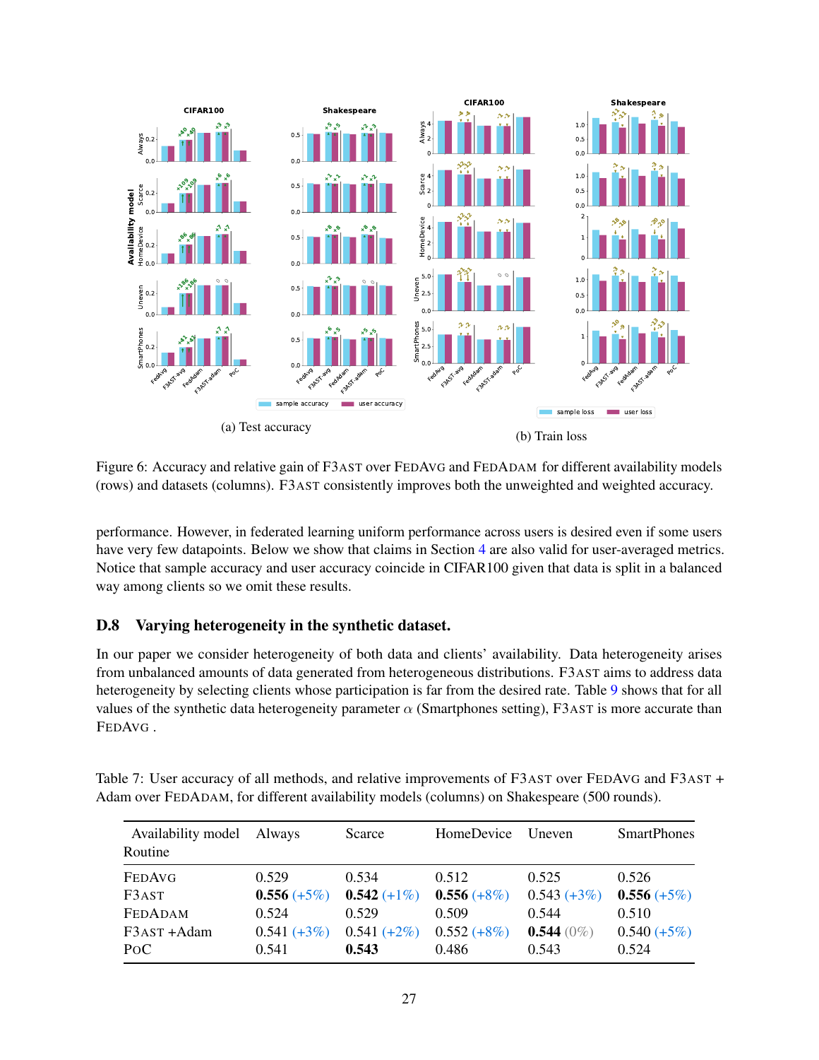(a) Test accuracy

(b) Train loss

Figure 6: Accuracy and relative gain of F3AST over FEDAVG and FEDADAM for different availability models (rows) and datasets (columns). F3AST consistently improves both the unweighted and weighted accuracy.

performance. However, in federated learning uniform performance across users is desired even if some users have very few datapoints. Below we show that claims in Section 4 are also valid for user-averaged metrics. Notice that sample accuracy and user accuracy coincide in CIFAR100 given that data is split in a balanced way among clients so we omit these results.

## D.8 Varying heterogeneity in the synthetic dataset.

In our paper we consider heterogeneity of both data and clients' availability. Data heterogeneity arises from unbalanced amounts of data generated from heterogeneous distributions. F3AST aims to address data heterogeneity by selecting clients whose participation is far from the desired rate. Table 9 shows that for all values of the synthetic data heterogeneity parameter $\alpha$ (Smartphones setting), F3AST is more accurate than FEDAVG .

Table 7: User accuracy of all methods, and relative improvements of F3AST over FEDAVG and F3AST + Adam over FEDADAM, for different availability models (columns) on Shakespeare (500 rounds).

| Availability model Routine | Always | Scarce | HomeDevice | Uneven | SmartPhones |
|---|---|---|---|---|---|
| FEDAVG | 0.529 | 0.534 | 0.512 | 0.525 | 0.526 |
| F3AST | **0.556** (+5%) | **0.542** (+1%) | **0.556** (+8%) | 0.543 (+3%) | **0.556** (+5%) |
| FEDADAM | 0.524 | 0.529 | 0.509 | 0.544 | 0.510 |
| F3AST +Adam | 0.541 (+3%) | 0.541 (+2%) | 0.552 (+8%) | **0.544** (0%) | 0.540 (+5%) |
| PoC | 0.541 | **0.543** | 0.486 | 0.543 | 0.524 |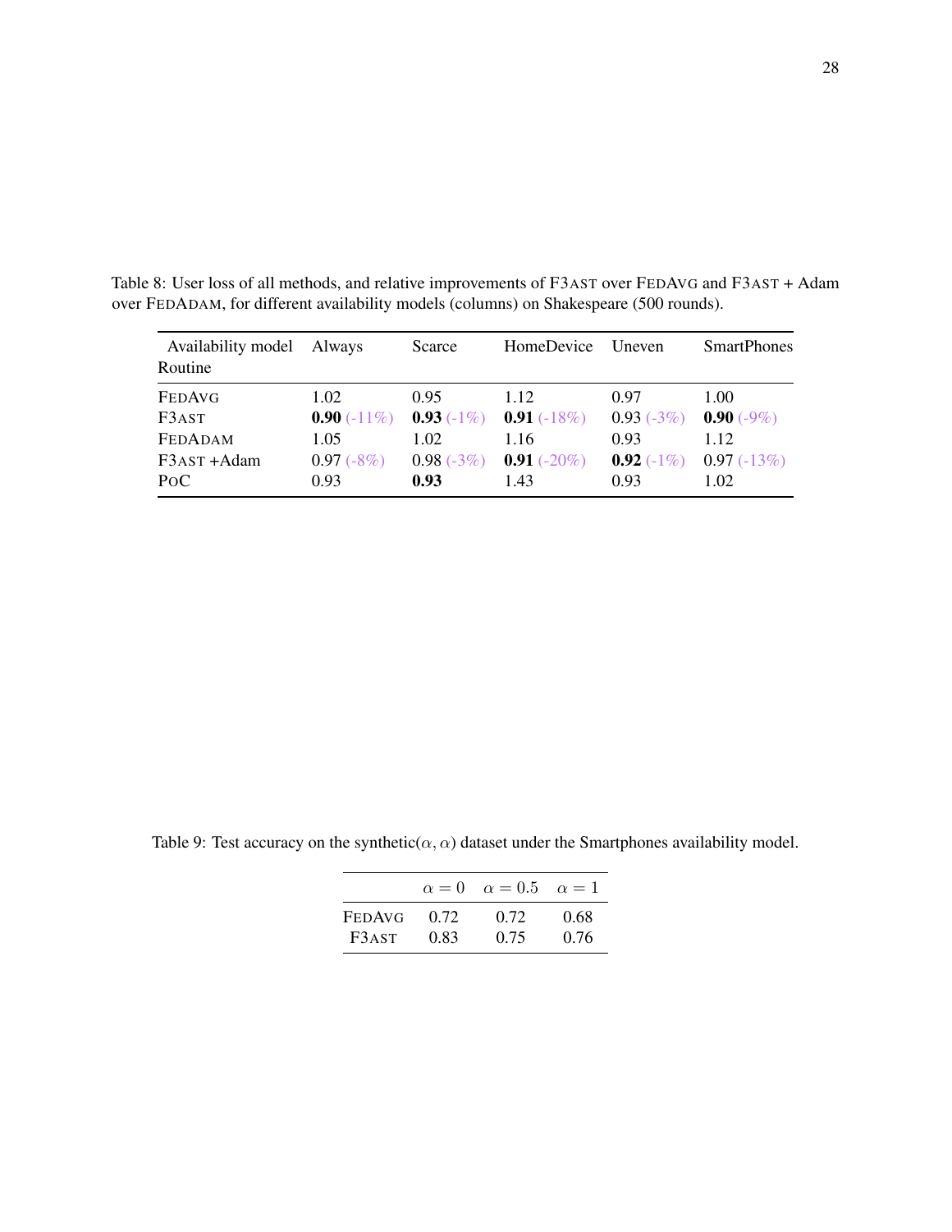Table 8: User loss of all methods, and relative improvements of F3AST over FEDAVG and F3AST + Adam over FEDADAM, for different availability models (columns) on Shakespeare (500 rounds).

| Availability model Routine | Always | Scarce | HomeDevice | Uneven | SmartPhones |
|---|---|---|---|---|---|
| FEDAVG | 1.02 | 0.95 | 1.12 | 0.97 | 1.00 |
| F3AST | **0.90** (-11%) | **0.93** (-1%) | **0.91** (-18%) | 0.93 (-3%) | **0.90** (-9%) |
| FEDADAM | 1.05 | 1.02 | 1.16 | 0.93 | 1.12 |
| F3AST +Adam | 0.97 (-8%) | 0.98 (-3%) | **0.91** (-20%) | **0.92** (-1%) | 0.97 (-13%) |
| PoC | 0.93 | **0.93** | 1.43 | 0.93 | 1.02 |

Table 9: Test accuracy on the synthetic($\alpha, \alpha$) dataset under the Smartphones availability model.

| | $\alpha = 0$ | $\alpha = 0.5$ | $\alpha = 1$ |
|---|---|---|---|
| FEDAVG | 0.72 | 0.72 | 0.68 |
| F3AST | 0.83 | 0.75 | 0.76 |